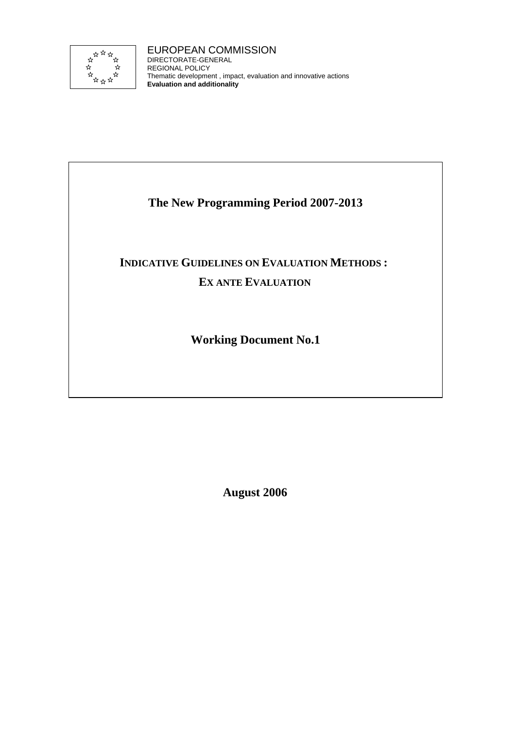EUROPEAN COMMISSION
DIRECTORATE-GENERAL
REGIONAL POLICY
Thematic development , impact, evaluation and innovative actions
**Evaluation and additionality**

# The New Programming Period 2007-2013

## INDICATIVE GUIDELINES ON EVALUATION METHODS :

## EX ANTE EVALUATION

## Working Document No.1

**August 2006**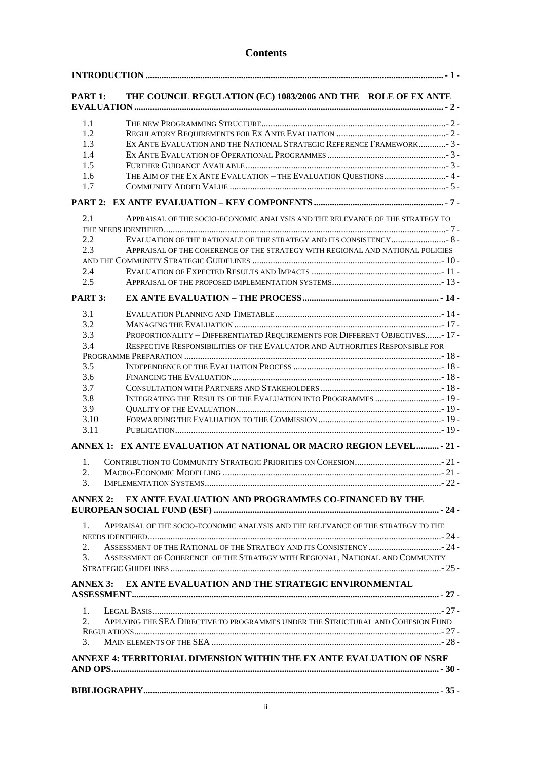# Contents

**INTRODUCTION** - 1 -

**PART 1: THE COUNCIL REGULATION (EC) 1083/2006 AND THE ROLE OF EX ANTE EVALUATION** - 2 -

- 1.1 THE NEW PROGRAMMING STRUCTURE - 2 -
- 1.2 REGULATORY REQUIREMENTS FOR EX ANTE EVALUATION - 2 -
- 1.3 EX ANTE EVALUATION AND THE NATIONAL STRATEGIC REFERENCE FRAMEWORK - 3 -
- 1.4 EX ANTE EVALUATION OF OPERATIONAL PROGRAMMES - 3 -
- 1.5 FURTHER GUIDANCE AVAILABLE - 3 -
- 1.6 THE AIM OF THE EX ANTE EVALUATION – THE EVALUATION QUESTIONS - 4 -
- 1.7 COMMUNITY ADDED VALUE - 5 -

**PART 2: EX ANTE EVALUATION – KEY COMPONENTS** - 7 -

- 2.1 APPRAISAL OF THE SOCIO-ECONOMIC ANALYSIS AND THE RELEVANCE OF THE STRATEGY TO THE NEEDS IDENTIFIED - 7 -
- 2.2 EVALUATION OF THE RATIONALE OF THE STRATEGY AND ITS CONSISTENCY - 8 -
- 2.3 APPRAISAL OF THE COHERENCE OF THE STRATEGY WITH REGIONAL AND NATIONAL POLICIES AND THE COMMUNITY STRATEGIC GUIDELINES - 10 -
- 2.4 EVALUATION OF EXPECTED RESULTS AND IMPACTS - 11 -
- 2.5 APPRAISAL OF THE PROPOSED IMPLEMENTATION SYSTEMS - 13 -

**PART 3: EX ANTE EVALUATION – THE PROCESS** - 14 -

- 3.1 EVALUATION PLANNING AND TIMETABLE - 14 -
- 3.2 MANAGING THE EVALUATION - 17 -
- 3.3 PROPORTIONALITY – DIFFERENTIATED REQUIREMENTS FOR DIFFERENT OBJECTIVES - 17 -
- 3.4 RESPECTIVE RESPONSIBILITIES OF THE EVALUATOR AND AUTHORITIES RESPONSIBLE FOR PROGRAMME PREPARATION - 18 -
- 3.5 INDEPENDENCE OF THE EVALUATION PROCESS - 18 -
- 3.6 FINANCING THE EVALUATION - 18 -
- 3.7 CONSULTATION WITH PARTNERS AND STAKEHOLDERS - 18 -
- 3.8 INTEGRATING THE RESULTS OF THE EVALUATION INTO PROGRAMMES - 19 -
- 3.9 QUALITY OF THE EVALUATION - 19 -
- 3.10 FORWARDING THE EVALUATION TO THE COMMISSION - 19 -
- 3.11 PUBLICATION - 19 -

**ANNEX 1: EX ANTE EVALUATION AT NATIONAL OR MACRO REGION LEVEL** - 21 -

1. CONTRIBUTION TO COMMUNITY STRATEGIC PRIORITIES ON COHESION - 21 -
2. MACRO-ECONOMIC MODELLING - 21 -
3. IMPLEMENTATION SYSTEMS - 22 -

**ANNEX 2: EX ANTE EVALUATION AND PROGRAMMES CO-FINANCED BY THE EUROPEAN SOCIAL FUND (ESF)** - 24 -

1. APPRAISAL OF THE SOCIO-ECONOMIC ANALYSIS AND THE RELEVANCE OF THE STRATEGY TO THE NEEDS IDENTIFIED - 24 -
2. ASSESSMENT OF THE RATIONAL OF THE STRATEGY AND ITS CONSISTENCY - 24 -
3. ASSESSMENT OF COHERENCE OF THE STRATEGY WITH REGIONAL, NATIONAL AND COMMUNITY STRATEGIC GUIDELINES - 25 -

**ANNEX 3: EX ANTE EVALUATION AND THE STRATEGIC ENVIRONMENTAL ASSESSMENT** - 27 -

1. LEGAL BASIS - 27 -
2. APPLYING THE SEA DIRECTIVE TO PROGRAMMES UNDER THE STRUCTURAL AND COHESION FUND REGULATIONS - 27 -
3. MAIN ELEMENTS OF THE SEA - 28 -

**ANNEXE 4: TERRITORIAL DIMENSION WITHIN THE EX ANTE EVALUATION OF NSRF AND OPS** - 30 -

**BIBLIOGRAPHY** - 35 -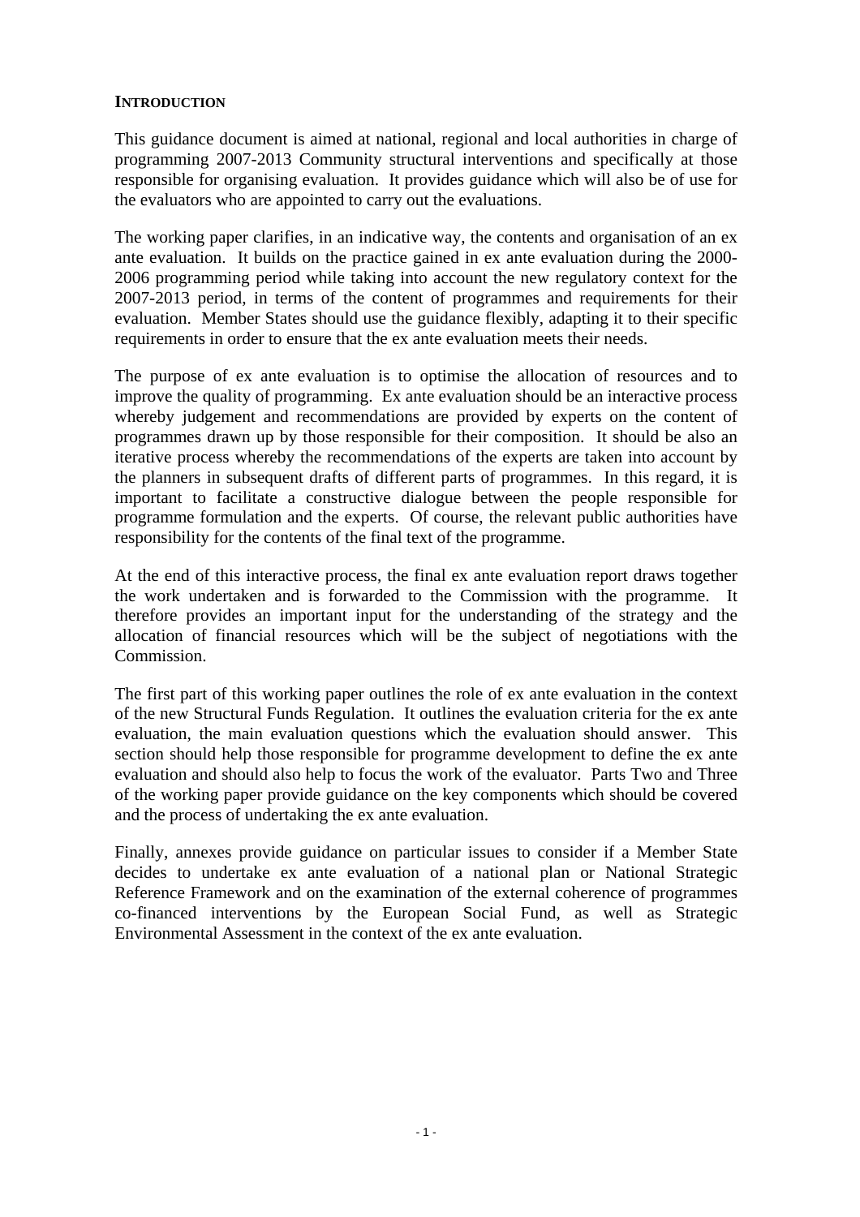## INTRODUCTION

This guidance document is aimed at national, regional and local authorities in charge of programming 2007-2013 Community structural interventions and specifically at those responsible for organising evaluation. It provides guidance which will also be of use for the evaluators who are appointed to carry out the evaluations.

The working paper clarifies, in an indicative way, the contents and organisation of an ex ante evaluation. It builds on the practice gained in ex ante evaluation during the 2000-2006 programming period while taking into account the new regulatory context for the 2007-2013 period, in terms of the content of programmes and requirements for their evaluation. Member States should use the guidance flexibly, adapting it to their specific requirements in order to ensure that the ex ante evaluation meets their needs.

The purpose of ex ante evaluation is to optimise the allocation of resources and to improve the quality of programming. Ex ante evaluation should be an interactive process whereby judgement and recommendations are provided by experts on the content of programmes drawn up by those responsible for their composition. It should be also an iterative process whereby the recommendations of the experts are taken into account by the planners in subsequent drafts of different parts of programmes. In this regard, it is important to facilitate a constructive dialogue between the people responsible for programme formulation and the experts. Of course, the relevant public authorities have responsibility for the contents of the final text of the programme.

At the end of this interactive process, the final ex ante evaluation report draws together the work undertaken and is forwarded to the Commission with the programme. It therefore provides an important input for the understanding of the strategy and the allocation of financial resources which will be the subject of negotiations with the Commission.

The first part of this working paper outlines the role of ex ante evaluation in the context of the new Structural Funds Regulation. It outlines the evaluation criteria for the ex ante evaluation, the main evaluation questions which the evaluation should answer. This section should help those responsible for programme development to define the ex ante evaluation and should also help to focus the work of the evaluator. Parts Two and Three of the working paper provide guidance on the key components which should be covered and the process of undertaking the ex ante evaluation.

Finally, annexes provide guidance on particular issues to consider if a Member State decides to undertake ex ante evaluation of a national plan or National Strategic Reference Framework and on the examination of the external coherence of programmes co-financed interventions by the European Social Fund, as well as Strategic Environmental Assessment in the context of the ex ante evaluation.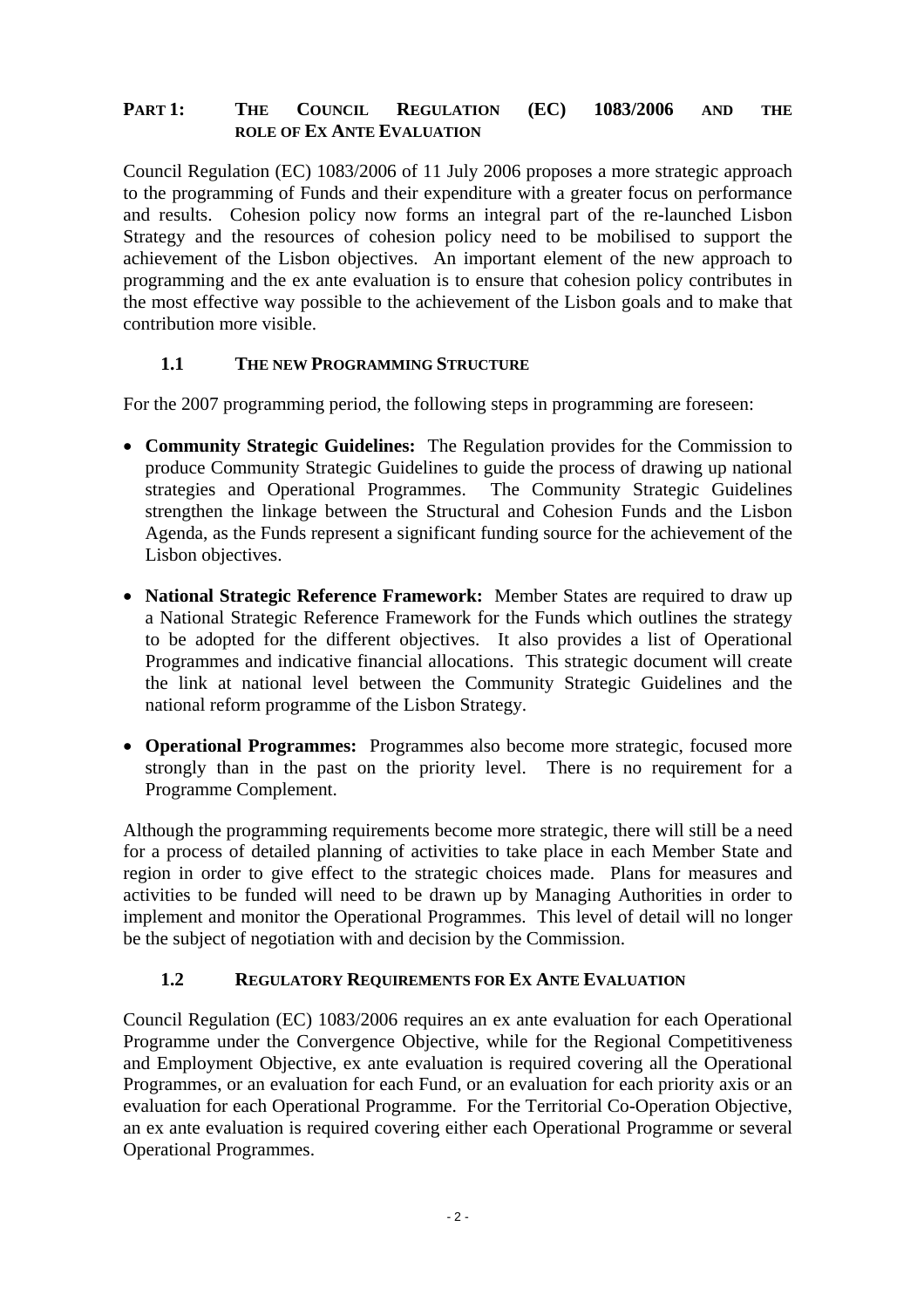## PART 1: THE COUNCIL REGULATION (EC) 1083/2006 AND THE ROLE OF EX ANTE EVALUATION

Council Regulation (EC) 1083/2006 of 11 July 2006 proposes a more strategic approach to the programming of Funds and their expenditure with a greater focus on performance and results. Cohesion policy now forms an integral part of the re-launched Lisbon Strategy and the resources of cohesion policy need to be mobilised to support the achievement of the Lisbon objectives. An important element of the new approach to programming and the ex ante evaluation is to ensure that cohesion policy contributes in the most effective way possible to the achievement of the Lisbon goals and to make that contribution more visible.

### 1.1 THE NEW PROGRAMMING STRUCTURE

For the 2007 programming period, the following steps in programming are foreseen:

- **Community Strategic Guidelines:** The Regulation provides for the Commission to produce Community Strategic Guidelines to guide the process of drawing up national strategies and Operational Programmes. The Community Strategic Guidelines strengthen the linkage between the Structural and Cohesion Funds and the Lisbon Agenda, as the Funds represent a significant funding source for the achievement of the Lisbon objectives.

- **National Strategic Reference Framework:** Member States are required to draw up a National Strategic Reference Framework for the Funds which outlines the strategy to be adopted for the different objectives. It also provides a list of Operational Programmes and indicative financial allocations. This strategic document will create the link at national level between the Community Strategic Guidelines and the national reform programme of the Lisbon Strategy.

- **Operational Programmes:** Programmes also become more strategic, focused more strongly than in the past on the priority level. There is no requirement for a Programme Complement.

Although the programming requirements become more strategic, there will still be a need for a process of detailed planning of activities to take place in each Member State and region in order to give effect to the strategic choices made. Plans for measures and activities to be funded will need to be drawn up by Managing Authorities in order to implement and monitor the Operational Programmes. This level of detail will no longer be the subject of negotiation with and decision by the Commission.

### 1.2 REGULATORY REQUIREMENTS FOR EX ANTE EVALUATION

Council Regulation (EC) 1083/2006 requires an ex ante evaluation for each Operational Programme under the Convergence Objective, while for the Regional Competitiveness and Employment Objective, ex ante evaluation is required covering all the Operational Programmes, or an evaluation for each Fund, or an evaluation for each priority axis or an evaluation for each Operational Programme. For the Territorial Co-Operation Objective, an ex ante evaluation is required covering either each Operational Programme or several Operational Programmes.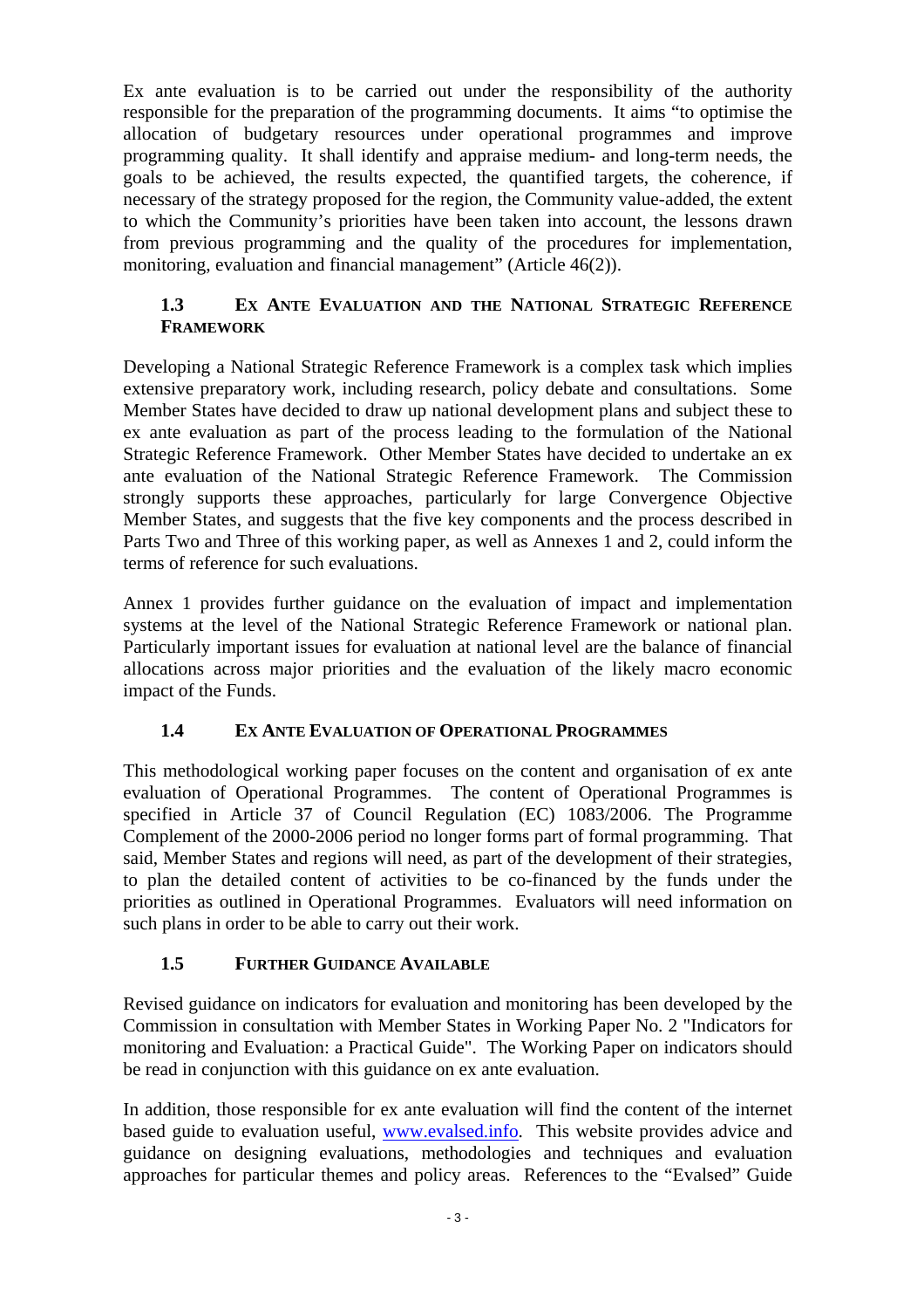Ex ante evaluation is to be carried out under the responsibility of the authority responsible for the preparation of the programming documents. It aims "to optimise the allocation of budgetary resources under operational programmes and improve programming quality. It shall identify and appraise medium- and long-term needs, the goals to be achieved, the results expected, the quantified targets, the coherence, if necessary of the strategy proposed for the region, the Community value-added, the extent to which the Community's priorities have been taken into account, the lessons drawn from previous programming and the quality of the procedures for implementation, monitoring, evaluation and financial management" (Article 46(2)).

### 1.3 Ex Ante Evaluation and the National Strategic Reference Framework

Developing a National Strategic Reference Framework is a complex task which implies extensive preparatory work, including research, policy debate and consultations. Some Member States have decided to draw up national development plans and subject these to ex ante evaluation as part of the process leading to the formulation of the National Strategic Reference Framework. Other Member States have decided to undertake an ex ante evaluation of the National Strategic Reference Framework. The Commission strongly supports these approaches, particularly for large Convergence Objective Member States, and suggests that the five key components and the process described in Parts Two and Three of this working paper, as well as Annexes 1 and 2, could inform the terms of reference for such evaluations.

Annex 1 provides further guidance on the evaluation of impact and implementation systems at the level of the National Strategic Reference Framework or national plan. Particularly important issues for evaluation at national level are the balance of financial allocations across major priorities and the evaluation of the likely macro economic impact of the Funds.

### 1.4 Ex Ante Evaluation of Operational Programmes

This methodological working paper focuses on the content and organisation of ex ante evaluation of Operational Programmes. The content of Operational Programmes is specified in Article 37 of Council Regulation (EC) 1083/2006. The Programme Complement of the 2000-2006 period no longer forms part of formal programming. That said, Member States and regions will need, as part of the development of their strategies, to plan the detailed content of activities to be co-financed by the funds under the priorities as outlined in Operational Programmes. Evaluators will need information on such plans in order to be able to carry out their work.

### 1.5 Further Guidance Available

Revised guidance on indicators for evaluation and monitoring has been developed by the Commission in consultation with Member States in Working Paper No. 2 "Indicators for monitoring and Evaluation: a Practical Guide". The Working Paper on indicators should be read in conjunction with this guidance on ex ante evaluation.

In addition, those responsible for ex ante evaluation will find the content of the internet based guide to evaluation useful, [www.evalsed.info](http://www.evalsed.info). This website provides advice and guidance on designing evaluations, methodologies and techniques and evaluation approaches for particular themes and policy areas. References to the "Evalsed" Guide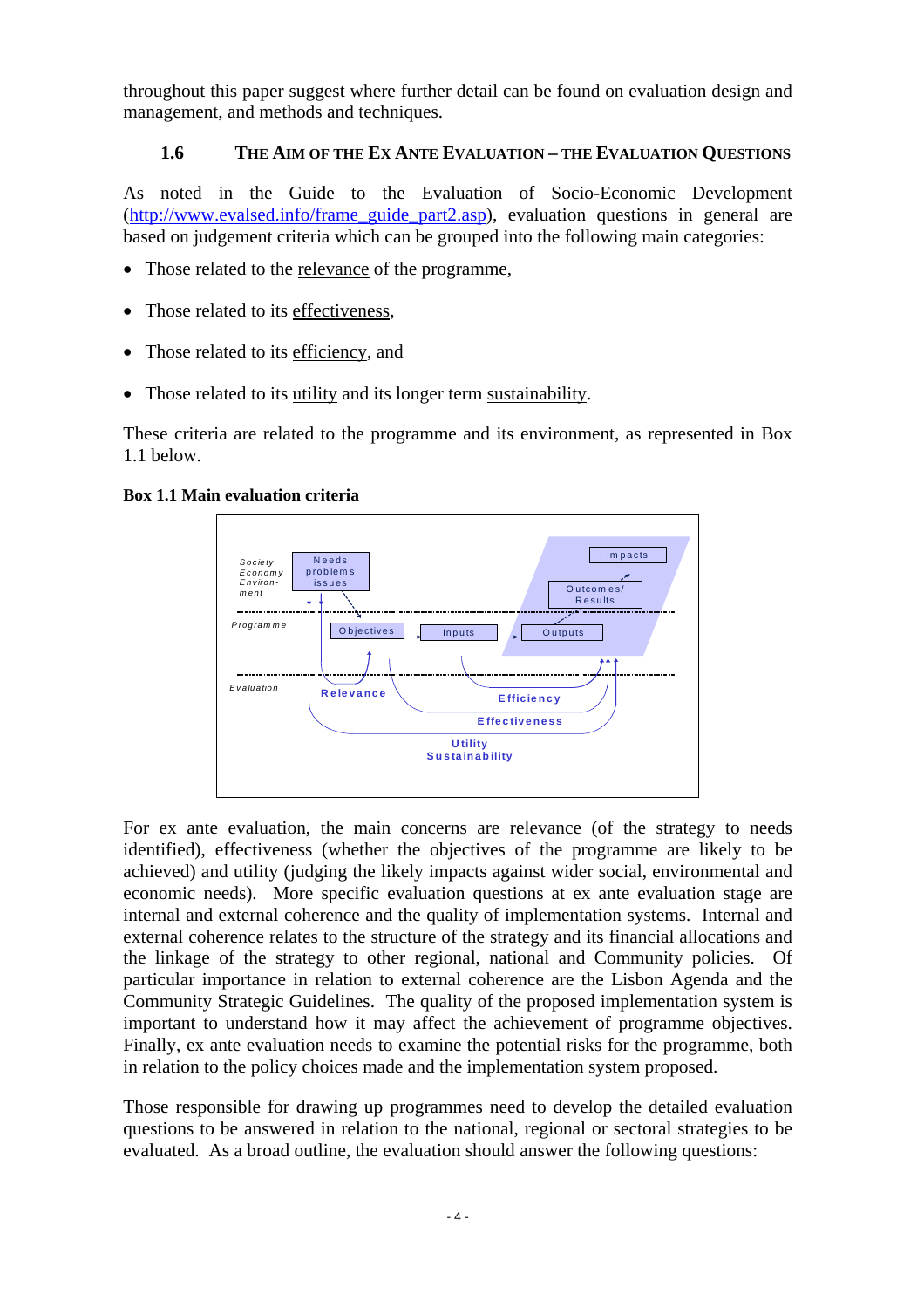throughout this paper suggest where further detail can be found on evaluation design and management, and methods and techniques.

### 1.6 The Aim of the Ex Ante Evaluation – the Evaluation Questions

As noted in the Guide to the Evaluation of Socio-Economic Development (http://www.evalsed.info/frame_guide_part2.asp), evaluation questions in general are based on judgement criteria which can be grouped into the following main categories:

- Those related to the relevance of the programme,
- Those related to its effectiveness,
- Those related to its efficiency, and
- Those related to its utility and its longer term sustainability.

These criteria are related to the programme and its environment, as represented in Box 1.1 below.

**Box 1.1 Main evaluation criteria**

For ex ante evaluation, the main concerns are relevance (of the strategy to needs identified), effectiveness (whether the objectives of the programme are likely to be achieved) and utility (judging the likely impacts against wider social, environmental and economic needs). More specific evaluation questions at ex ante evaluation stage are internal and external coherence and the quality of implementation systems. Internal and external coherence relates to the structure of the strategy and its financial allocations and the linkage of the strategy to other regional, national and Community policies. Of particular importance in relation to external coherence are the Lisbon Agenda and the Community Strategic Guidelines. The quality of the proposed implementation system is important to understand how it may affect the achievement of programme objectives. Finally, ex ante evaluation needs to examine the potential risks for the programme, both in relation to the policy choices made and the implementation system proposed.

Those responsible for drawing up programmes need to develop the detailed evaluation questions to be answered in relation to the national, regional or sectoral strategies to be evaluated. As a broad outline, the evaluation should answer the following questions: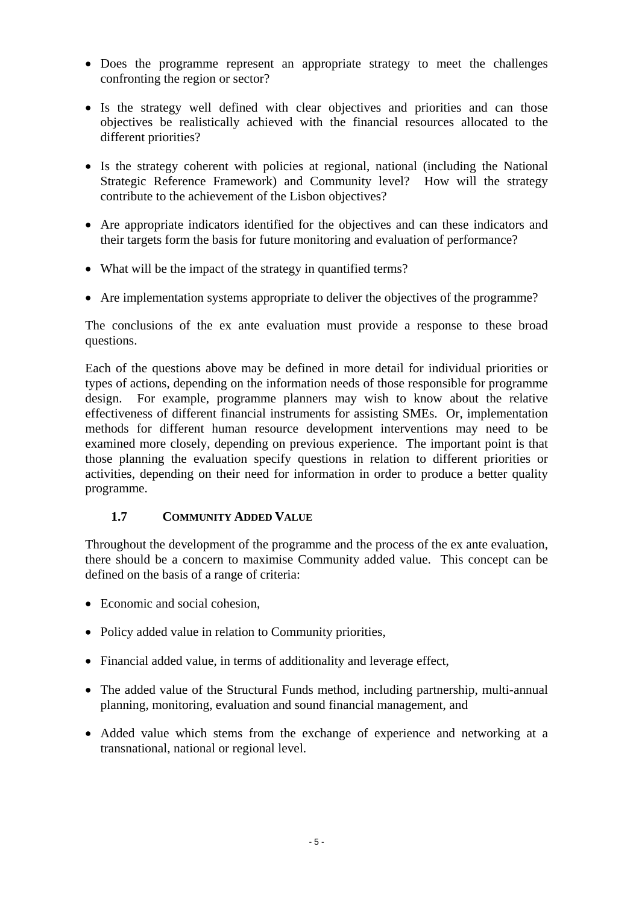- Does the programme represent an appropriate strategy to meet the challenges confronting the region or sector?

- Is the strategy well defined with clear objectives and priorities and can those objectives be realistically achieved with the financial resources allocated to the different priorities?

- Is the strategy coherent with policies at regional, national (including the National Strategic Reference Framework) and Community level? How will the strategy contribute to the achievement of the Lisbon objectives?

- Are appropriate indicators identified for the objectives and can these indicators and their targets form the basis for future monitoring and evaluation of performance?

- What will be the impact of the strategy in quantified terms?

- Are implementation systems appropriate to deliver the objectives of the programme?

The conclusions of the ex ante evaluation must provide a response to these broad questions.

Each of the questions above may be defined in more detail for individual priorities or types of actions, depending on the information needs of those responsible for programme design. For example, programme planners may wish to know about the relative effectiveness of different financial instruments for assisting SMEs. Or, implementation methods for different human resource development interventions may need to be examined more closely, depending on previous experience. The important point is that those planning the evaluation specify questions in relation to different priorities or activities, depending on their need for information in order to produce a better quality programme.

### 1.7 Community Added Value

Throughout the development of the programme and the process of the ex ante evaluation, there should be a concern to maximise Community added value. This concept can be defined on the basis of a range of criteria:

- Economic and social cohesion,

- Policy added value in relation to Community priorities,

- Financial added value, in terms of additionality and leverage effect,

- The added value of the Structural Funds method, including partnership, multi-annual planning, monitoring, evaluation and sound financial management, and

- Added value which stems from the exchange of experience and networking at a transnational, national or regional level.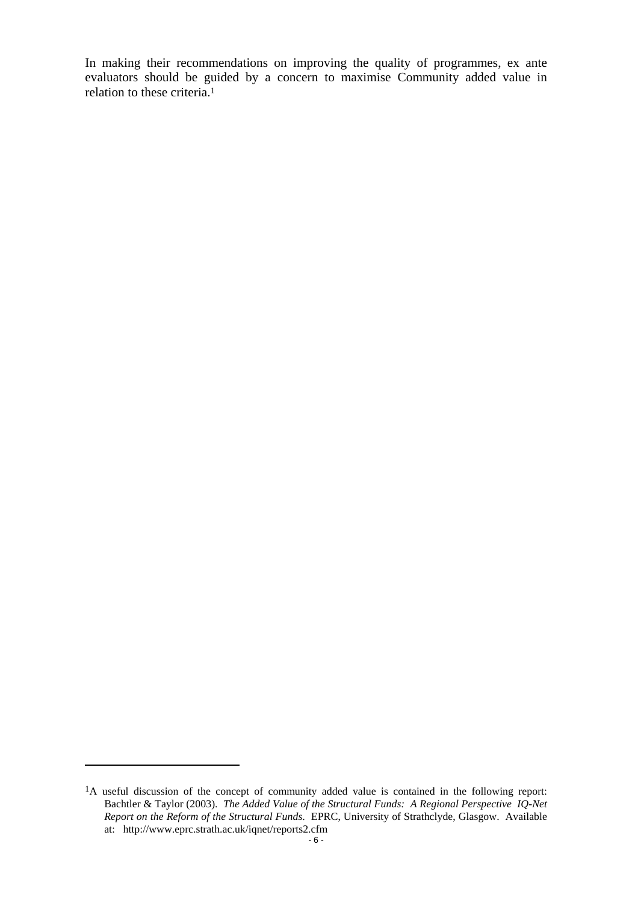In making their recommendations on improving the quality of programmes, ex ante evaluators should be guided by a concern to maximise Community added value in relation to these criteria.[1]

---

[1] A useful discussion of the concept of community added value is contained in the following report: Bachtler & Taylor (2003). *The Added Value of the Structural Funds: A Regional Perspective IQ-Net Report on the Reform of the Structural Funds.* EPRC, University of Strathclyde, Glasgow. Available at: http://www.eprc.strath.ac.uk/iqnet/reports2.cfm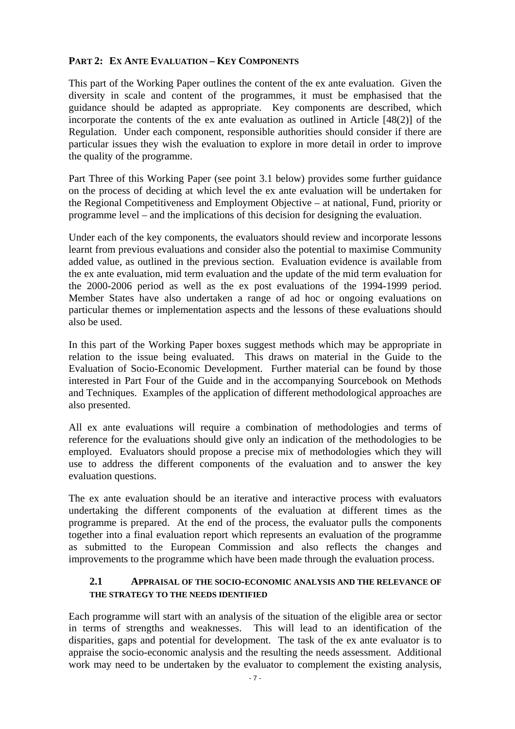## PART 2: EX ANTE EVALUATION – KEY COMPONENTS

This part of the Working Paper outlines the content of the ex ante evaluation. Given the diversity in scale and content of the programmes, it must be emphasised that the guidance should be adapted as appropriate. Key components are described, which incorporate the contents of the ex ante evaluation as outlined in Article [48(2)] of the Regulation. Under each component, responsible authorities should consider if there are particular issues they wish the evaluation to explore in more detail in order to improve the quality of the programme.

Part Three of this Working Paper (see point 3.1 below) provides some further guidance on the process of deciding at which level the ex ante evaluation will be undertaken for the Regional Competitiveness and Employment Objective – at national, Fund, priority or programme level – and the implications of this decision for designing the evaluation.

Under each of the key components, the evaluators should review and incorporate lessons learnt from previous evaluations and consider also the potential to maximise Community added value, as outlined in the previous section. Evaluation evidence is available from the ex ante evaluation, mid term evaluation and the update of the mid term evaluation for the 2000-2006 period as well as the ex post evaluations of the 1994-1999 period. Member States have also undertaken a range of ad hoc or ongoing evaluations on particular themes or implementation aspects and the lessons of these evaluations should also be used.

In this part of the Working Paper boxes suggest methods which may be appropriate in relation to the issue being evaluated. This draws on material in the Guide to the Evaluation of Socio-Economic Development. Further material can be found by those interested in Part Four of the Guide and in the accompanying Sourcebook on Methods and Techniques. Examples of the application of different methodological approaches are also presented.

All ex ante evaluations will require a combination of methodologies and terms of reference for the evaluations should give only an indication of the methodologies to be employed. Evaluators should propose a precise mix of methodologies which they will use to address the different components of the evaluation and to answer the key evaluation questions.

The ex ante evaluation should be an iterative and interactive process with evaluators undertaking the different components of the evaluation at different times as the programme is prepared. At the end of the process, the evaluator pulls the components together into a final evaluation report which represents an evaluation of the programme as submitted to the European Commission and also reflects the changes and improvements to the programme which have been made through the evaluation process.

### 2.1 APPRAISAL OF THE SOCIO-ECONOMIC ANALYSIS AND THE RELEVANCE OF THE STRATEGY TO THE NEEDS IDENTIFIED

Each programme will start with an analysis of the situation of the eligible area or sector in terms of strengths and weaknesses. This will lead to an identification of the disparities, gaps and potential for development. The task of the ex ante evaluator is to appraise the socio-economic analysis and the resulting the needs assessment. Additional work may need to be undertaken by the evaluator to complement the existing analysis,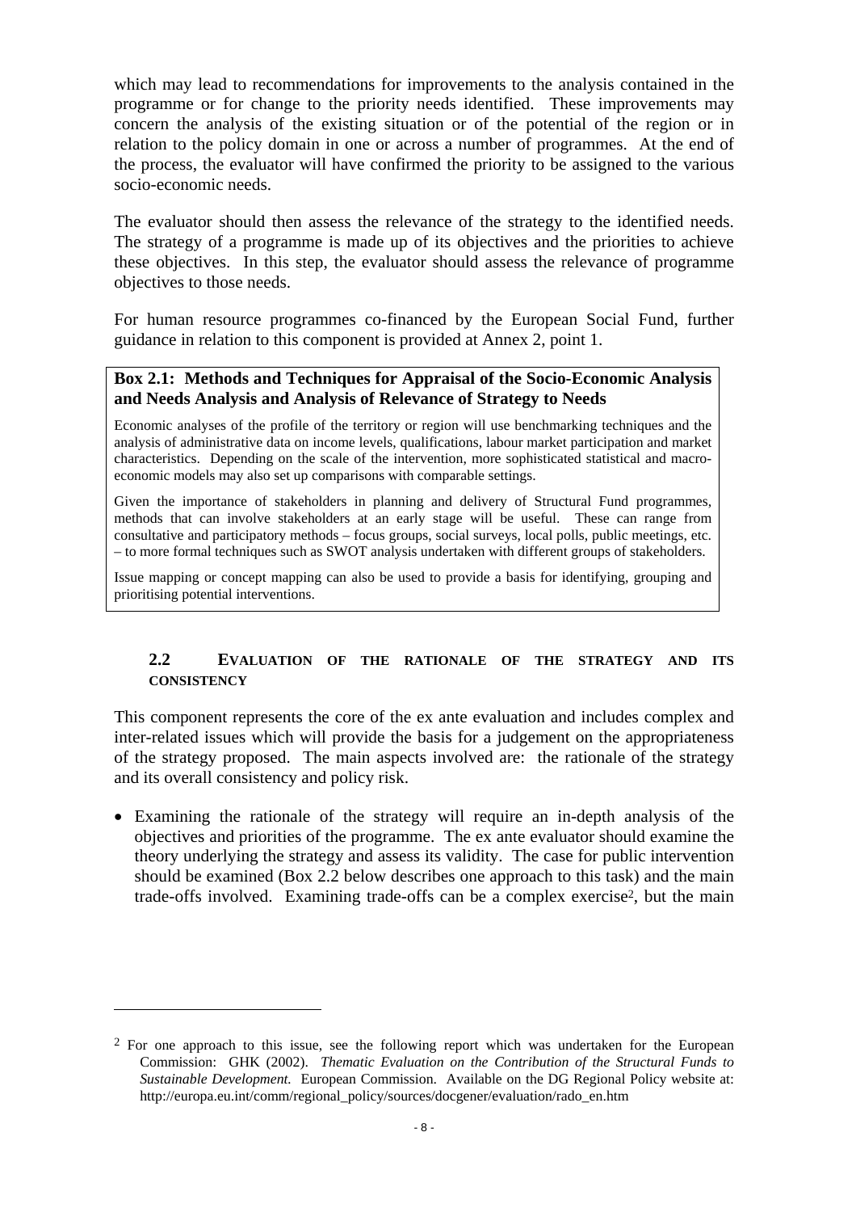which may lead to recommendations for improvements to the analysis contained in the programme or for change to the priority needs identified. These improvements may concern the analysis of the existing situation or of the potential of the region or in relation to the policy domain in one or across a number of programmes. At the end of the process, the evaluator will have confirmed the priority to be assigned to the various socio-economic needs.

The evaluator should then assess the relevance of the strategy to the identified needs. The strategy of a programme is made up of its objectives and the priorities to achieve these objectives. In this step, the evaluator should assess the relevance of programme objectives to those needs.

For human resource programmes co-financed by the European Social Fund, further guidance in relation to this component is provided at Annex 2, point 1.

> **Box 2.1: Methods and Techniques for Appraisal of the Socio-Economic Analysis and Needs Analysis and Analysis of Relevance of Strategy to Needs**
>
> Economic analyses of the profile of the territory or region will use benchmarking techniques and the analysis of administrative data on income levels, qualifications, labour market participation and market characteristics. Depending on the scale of the intervention, more sophisticated statistical and macro-economic models may also set up comparisons with comparable settings.
>
> Given the importance of stakeholders in planning and delivery of Structural Fund programmes, methods that can involve stakeholders at an early stage will be useful. These can range from consultative and participatory methods – focus groups, social surveys, local polls, public meetings, etc. – to more formal techniques such as SWOT analysis undertaken with different groups of stakeholders.
>
> Issue mapping or concept mapping can also be used to provide a basis for identifying, grouping and prioritising potential interventions.

### 2.2 Evaluation of the Rationale of the Strategy and its Consistency

This component represents the core of the ex ante evaluation and includes complex and inter-related issues which will provide the basis for a judgement on the appropriateness of the strategy proposed. The main aspects involved are: the rationale of the strategy and its overall consistency and policy risk.

- Examining the rationale of the strategy will require an in-depth analysis of the objectives and priorities of the programme. The ex ante evaluator should examine the theory underlying the strategy and assess its validity. The case for public intervention should be examined (Box 2.2 below describes one approach to this task) and the main trade-offs involved. Examining trade-offs can be a complex exercise[2], but the main

---

[2] For one approach to this issue, see the following report which was undertaken for the European Commission: GHK (2002). *Thematic Evaluation on the Contribution of the Structural Funds to Sustainable Development.* European Commission. Available on the DG Regional Policy website at: http://europa.eu.int/comm/regional_policy/sources/docgener/evaluation/rado_en.htm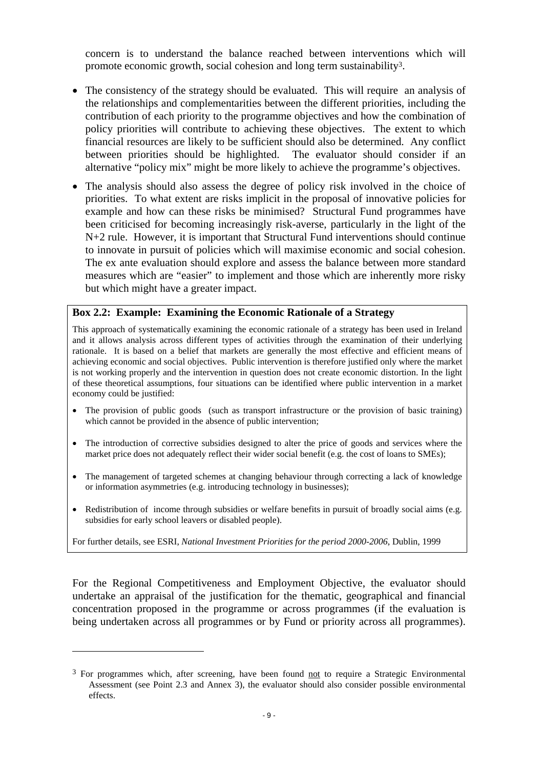concern is to understand the balance reached between interventions which will promote economic growth, social cohesion and long term sustainability[3].

- The consistency of the strategy should be evaluated. This will require an analysis of the relationships and complementarities between the different priorities, including the contribution of each priority to the programme objectives and how the combination of policy priorities will contribute to achieving these objectives. The extent to which financial resources are likely to be sufficient should also be determined. Any conflict between priorities should be highlighted. The evaluator should consider if an alternative "policy mix" might be more likely to achieve the programme's objectives.
- The analysis should also assess the degree of policy risk involved in the choice of priorities. To what extent are risks implicit in the proposal of innovative policies for example and how can these risks be minimised? Structural Fund programmes have been criticised for becoming increasingly risk-averse, particularly in the light of the N+2 rule. However, it is important that Structural Fund interventions should continue to innovate in pursuit of policies which will maximise economic and social cohesion. The ex ante evaluation should explore and assess the balance between more standard measures which are "easier" to implement and those which are inherently more risky but which might have a greater impact.

**Box 2.2: Example: Examining the Economic Rationale of a Strategy**

This approach of systematically examining the economic rationale of a strategy has been used in Ireland and it allows analysis across different types of activities through the examination of their underlying rationale. It is based on a belief that markets are generally the most effective and efficient means of achieving economic and social objectives. Public intervention is therefore justified only where the market is not working properly and the intervention in question does not create economic distortion. In the light of these theoretical assumptions, four situations can be identified where public intervention in a market economy could be justified:

- The provision of public goods (such as transport infrastructure or the provision of basic training) which cannot be provided in the absence of public intervention;
- The introduction of corrective subsidies designed to alter the price of goods and services where the market price does not adequately reflect their wider social benefit (e.g. the cost of loans to SMEs);
- The management of targeted schemes at changing behaviour through correcting a lack of knowledge or information asymmetries (e.g. introducing technology in businesses);
- Redistribution of income through subsidies or welfare benefits in pursuit of broadly social aims (e.g. subsidies for early school leavers or disabled people).

For further details, see ESRI, *National Investment Priorities for the period 2000-2006*, Dublin, 1999

For the Regional Competitiveness and Employment Objective, the evaluator should undertake an appraisal of the justification for the thematic, geographical and financial concentration proposed in the programme or across programmes (if the evaluation is being undertaken across all programmes or by Fund or priority across all programmes).

[3] For programmes which, after screening, have been found not to require a Strategic Environmental Assessment (see Point 2.3 and Annex 3), the evaluator should also consider possible environmental effects.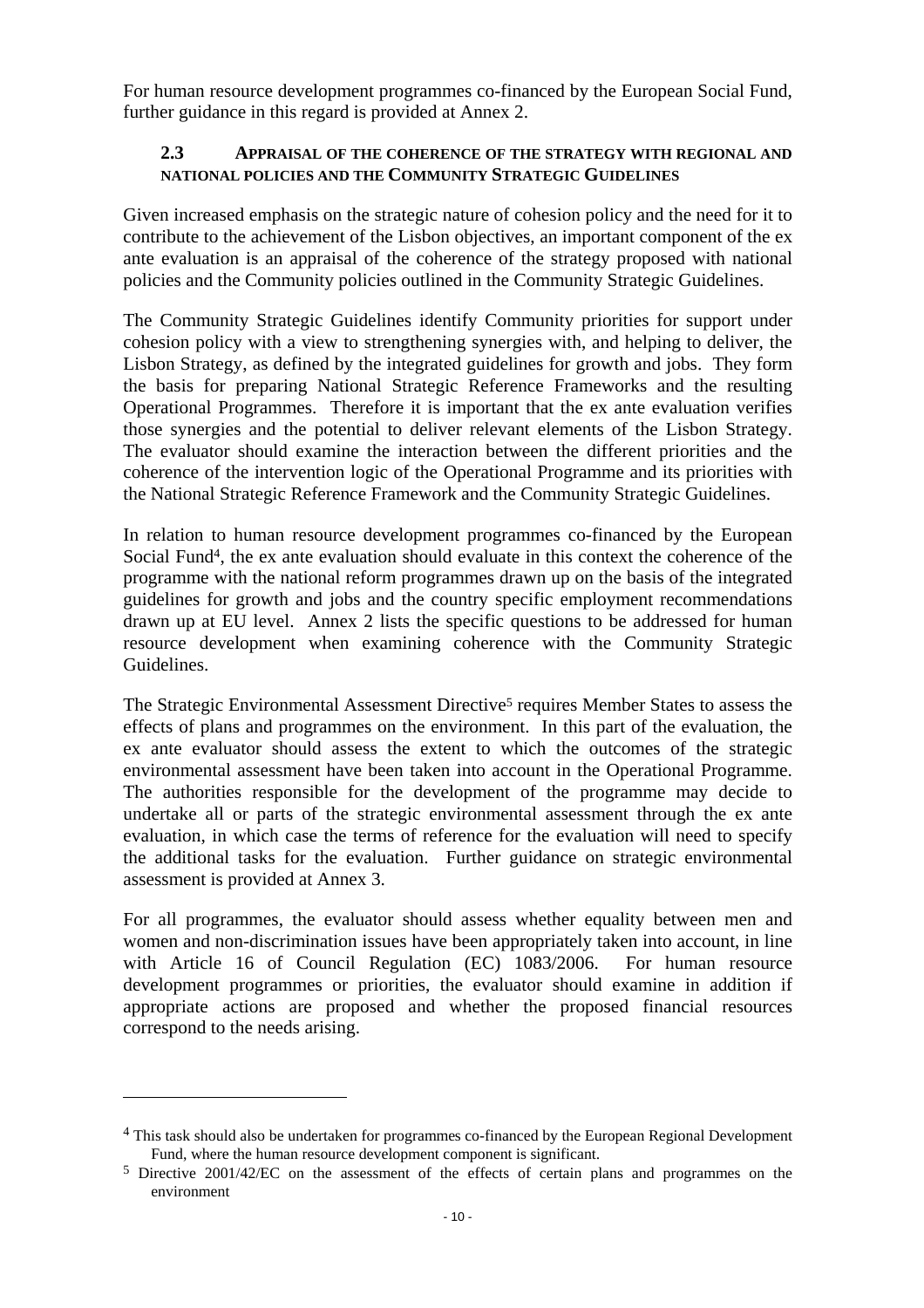For human resource development programmes co-financed by the European Social Fund, further guidance in this regard is provided at Annex 2.

### 2.3 APPRAISAL OF THE COHERENCE OF THE STRATEGY WITH REGIONAL AND NATIONAL POLICIES AND THE COMMUNITY STRATEGIC GUIDELINES

Given increased emphasis on the strategic nature of cohesion policy and the need for it to contribute to the achievement of the Lisbon objectives, an important component of the ex ante evaluation is an appraisal of the coherence of the strategy proposed with national policies and the Community policies outlined in the Community Strategic Guidelines.

The Community Strategic Guidelines identify Community priorities for support under cohesion policy with a view to strengthening synergies with, and helping to deliver, the Lisbon Strategy, as defined by the integrated guidelines for growth and jobs. They form the basis for preparing National Strategic Reference Frameworks and the resulting Operational Programmes. Therefore it is important that the ex ante evaluation verifies those synergies and the potential to deliver relevant elements of the Lisbon Strategy. The evaluator should examine the interaction between the different priorities and the coherence of the intervention logic of the Operational Programme and its priorities with the National Strategic Reference Framework and the Community Strategic Guidelines.

In relation to human resource development programmes co-financed by the European Social Fund[4], the ex ante evaluation should evaluate in this context the coherence of the programme with the national reform programmes drawn up on the basis of the integrated guidelines for growth and jobs and the country specific employment recommendations drawn up at EU level. Annex 2 lists the specific questions to be addressed for human resource development when examining coherence with the Community Strategic Guidelines.

The Strategic Environmental Assessment Directive[5] requires Member States to assess the effects of plans and programmes on the environment. In this part of the evaluation, the ex ante evaluator should assess the extent to which the outcomes of the strategic environmental assessment have been taken into account in the Operational Programme. The authorities responsible for the development of the programme may decide to undertake all or parts of the strategic environmental assessment through the ex ante evaluation, in which case the terms of reference for the evaluation will need to specify the additional tasks for the evaluation. Further guidance on strategic environmental assessment is provided at Annex 3.

For all programmes, the evaluator should assess whether equality between men and women and non-discrimination issues have been appropriately taken into account, in line with Article 16 of Council Regulation (EC) 1083/2006. For human resource development programmes or priorities, the evaluator should examine in addition if appropriate actions are proposed and whether the proposed financial resources correspond to the needs arising.

---

[4] This task should also be undertaken for programmes co-financed by the European Regional Development Fund, where the human resource development component is significant.

[5] Directive 2001/42/EC on the assessment of the effects of certain plans and programmes on the environment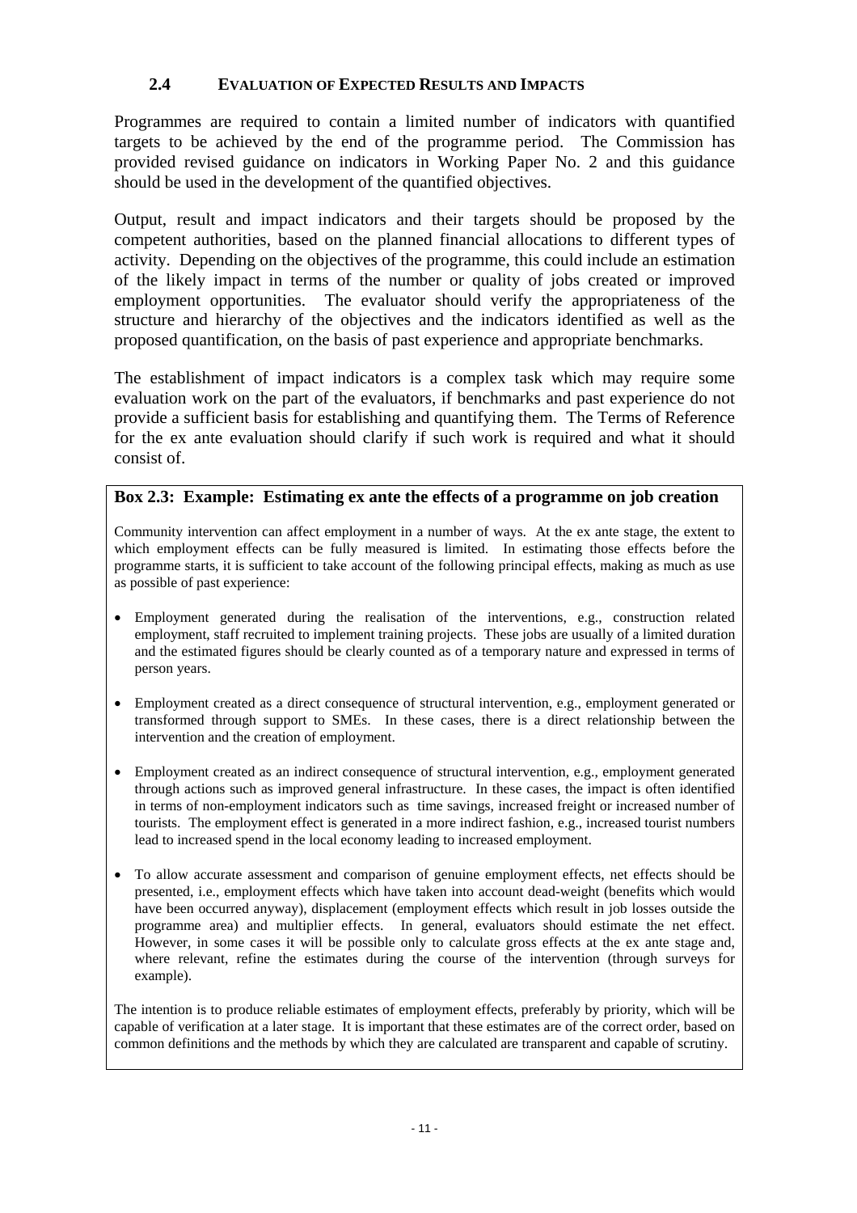## 2.4 EVALUATION OF EXPECTED RESULTS AND IMPACTS

Programmes are required to contain a limited number of indicators with quantified targets to be achieved by the end of the programme period. The Commission has provided revised guidance on indicators in Working Paper No. 2 and this guidance should be used in the development of the quantified objectives.

Output, result and impact indicators and their targets should be proposed by the competent authorities, based on the planned financial allocations to different types of activity. Depending on the objectives of the programme, this could include an estimation of the likely impact in terms of the number or quality of jobs created or improved employment opportunities. The evaluator should verify the appropriateness of the structure and hierarchy of the objectives and the indicators identified as well as the proposed quantification, on the basis of past experience and appropriate benchmarks.

The establishment of impact indicators is a complex task which may require some evaluation work on the part of the evaluators, if benchmarks and past experience do not provide a sufficient basis for establishing and quantifying them. The Terms of Reference for the ex ante evaluation should clarify if such work is required and what it should consist of.

**Box 2.3: Example: Estimating ex ante the effects of a programme on job creation**

Community intervention can affect employment in a number of ways. At the ex ante stage, the extent to which employment effects can be fully measured is limited. In estimating those effects before the programme starts, it is sufficient to take account of the following principal effects, making as much as use as possible of past experience:

- Employment generated during the realisation of the interventions, e.g., construction related employment, staff recruited to implement training projects. These jobs are usually of a limited duration and the estimated figures should be clearly counted as of a temporary nature and expressed in terms of person years.
- Employment created as a direct consequence of structural intervention, e.g., employment generated or transformed through support to SMEs. In these cases, there is a direct relationship between the intervention and the creation of employment.
- Employment created as an indirect consequence of structural intervention, e.g., employment generated through actions such as improved general infrastructure. In these cases, the impact is often identified in terms of non-employment indicators such as time savings, increased freight or increased number of tourists. The employment effect is generated in a more indirect fashion, e.g., increased tourist numbers lead to increased spend in the local economy leading to increased employment.
- To allow accurate assessment and comparison of genuine employment effects, net effects should be presented, i.e., employment effects which have taken into account dead-weight (benefits which would have been occurred anyway), displacement (employment effects which result in job losses outside the programme area) and multiplier effects. In general, evaluators should estimate the net effect. However, in some cases it will be possible only to calculate gross effects at the ex ante stage and, where relevant, refine the estimates during the course of the intervention (through surveys for example).

The intention is to produce reliable estimates of employment effects, preferably by priority, which will be capable of verification at a later stage. It is important that these estimates are of the correct order, based on common definitions and the methods by which they are calculated are transparent and capable of scrutiny.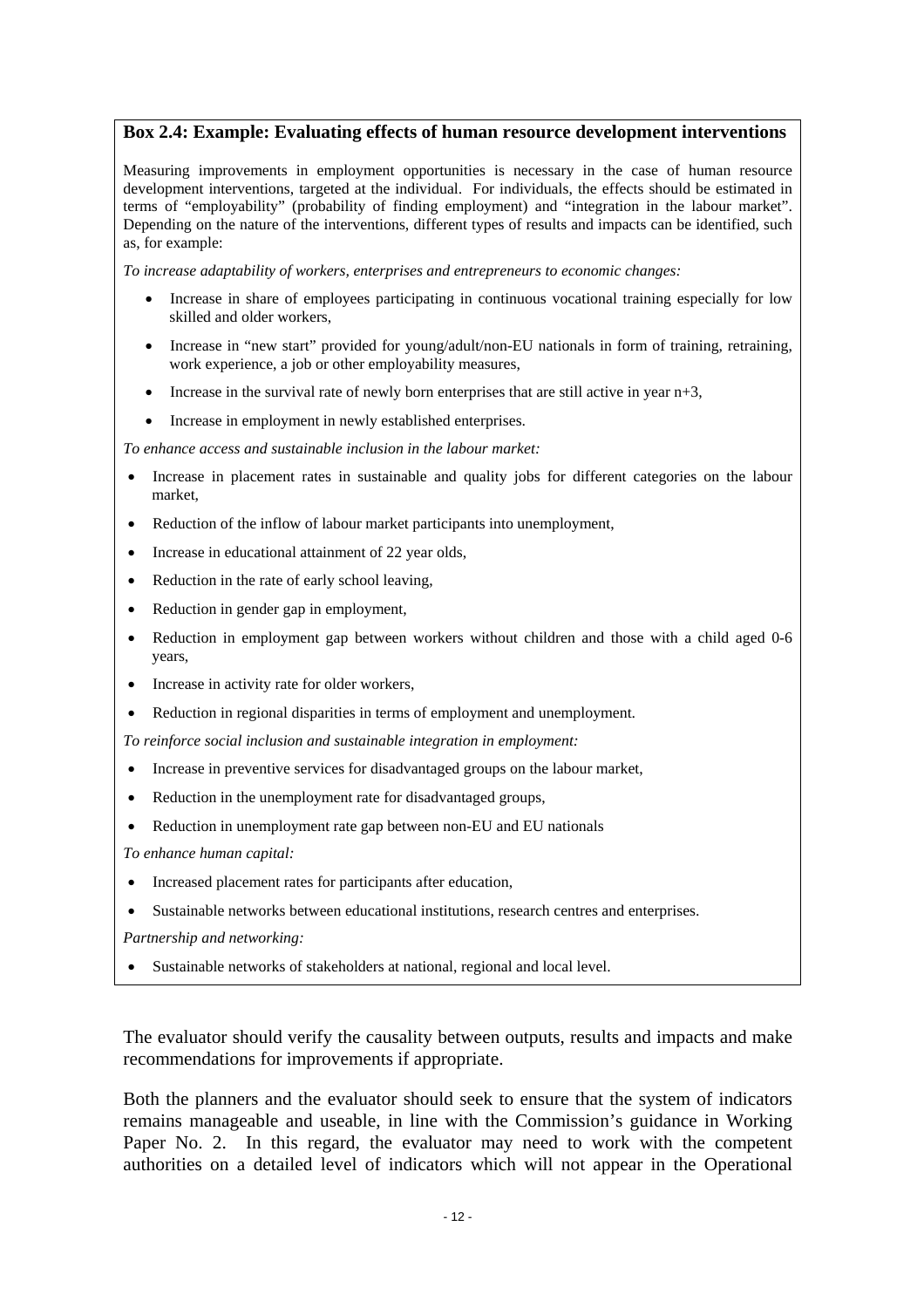**Box 2.4: Example: Evaluating effects of human resource development interventions**

Measuring improvements in employment opportunities is necessary in the case of human resource development interventions, targeted at the individual. For individuals, the effects should be estimated in terms of "employability" (probability of finding employment) and "integration in the labour market". Depending on the nature of the interventions, different types of results and impacts can be identified, such as, for example:

*To increase adaptability of workers, enterprises and entrepreneurs to economic changes:*

- Increase in share of employees participating in continuous vocational training especially for low skilled and older workers,
- Increase in "new start" provided for young/adult/non-EU nationals in form of training, retraining, work experience, a job or other employability measures,
- Increase in the survival rate of newly born enterprises that are still active in year n+3,
- Increase in employment in newly established enterprises.

*To enhance access and sustainable inclusion in the labour market:*

- Increase in placement rates in sustainable and quality jobs for different categories on the labour market,
- Reduction of the inflow of labour market participants into unemployment,
- Increase in educational attainment of 22 year olds,
- Reduction in the rate of early school leaving,
- Reduction in gender gap in employment,
- Reduction in employment gap between workers without children and those with a child aged 0-6 years,
- Increase in activity rate for older workers,
- Reduction in regional disparities in terms of employment and unemployment.

*To reinforce social inclusion and sustainable integration in employment:*

- Increase in preventive services for disadvantaged groups on the labour market,
- Reduction in the unemployment rate for disadvantaged groups,
- Reduction in unemployment rate gap between non-EU and EU nationals

*To enhance human capital:*

- Increased placement rates for participants after education,
- Sustainable networks between educational institutions, research centres and enterprises.

*Partnership and networking:*

- Sustainable networks of stakeholders at national, regional and local level.

The evaluator should verify the causality between outputs, results and impacts and make recommendations for improvements if appropriate.

Both the planners and the evaluator should seek to ensure that the system of indicators remains manageable and useable, in line with the Commission's guidance in Working Paper No. 2. In this regard, the evaluator may need to work with the competent authorities on a detailed level of indicators which will not appear in the Operational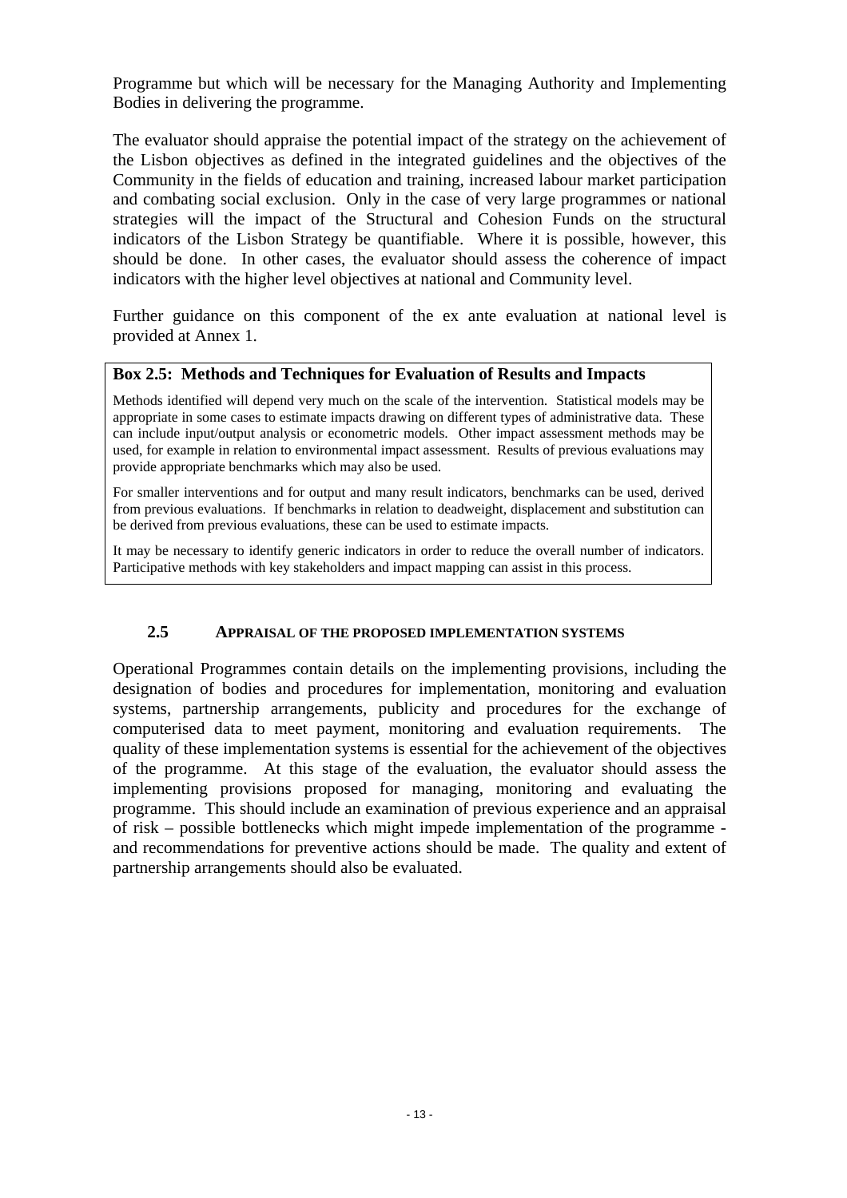Programme but which will be necessary for the Managing Authority and Implementing Bodies in delivering the programme.

The evaluator should appraise the potential impact of the strategy on the achievement of the Lisbon objectives as defined in the integrated guidelines and the objectives of the Community in the fields of education and training, increased labour market participation and combating social exclusion. Only in the case of very large programmes or national strategies will the impact of the Structural and Cohesion Funds on the structural indicators of the Lisbon Strategy be quantifiable. Where it is possible, however, this should be done. In other cases, the evaluator should assess the coherence of impact indicators with the higher level objectives at national and Community level.

Further guidance on this component of the ex ante evaluation at national level is provided at Annex 1.

**Box 2.5: Methods and Techniques for Evaluation of Results and Impacts**

Methods identified will depend very much on the scale of the intervention. Statistical models may be appropriate in some cases to estimate impacts drawing on different types of administrative data. These can include input/output analysis or econometric models. Other impact assessment methods may be used, for example in relation to environmental impact assessment. Results of previous evaluations may provide appropriate benchmarks which may also be used.

For smaller interventions and for output and many result indicators, benchmarks can be used, derived from previous evaluations. If benchmarks in relation to deadweight, displacement and substitution can be derived from previous evaluations, these can be used to estimate impacts.

It may be necessary to identify generic indicators in order to reduce the overall number of indicators. Participative methods with key stakeholders and impact mapping can assist in this process.

### 2.5 APPRAISAL OF THE PROPOSED IMPLEMENTATION SYSTEMS

Operational Programmes contain details on the implementing provisions, including the designation of bodies and procedures for implementation, monitoring and evaluation systems, partnership arrangements, publicity and procedures for the exchange of computerised data to meet payment, monitoring and evaluation requirements. The quality of these implementation systems is essential for the achievement of the objectives of the programme. At this stage of the evaluation, the evaluator should assess the implementing provisions proposed for managing, monitoring and evaluating the programme. This should include an examination of previous experience and an appraisal of risk – possible bottlenecks which might impede implementation of the programme - and recommendations for preventive actions should be made. The quality and extent of partnership arrangements should also be evaluated.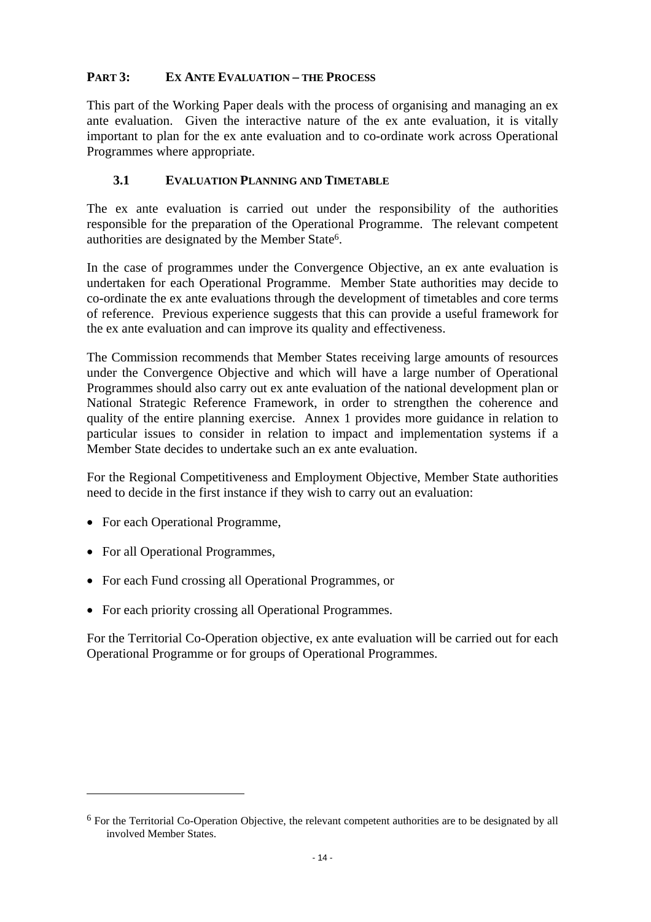## PART 3: EX ANTE EVALUATION – THE PROCESS

This part of the Working Paper deals with the process of organising and managing an ex ante evaluation. Given the interactive nature of the ex ante evaluation, it is vitally important to plan for the ex ante evaluation and to co-ordinate work across Operational Programmes where appropriate.

### 3.1 EVALUATION PLANNING AND TIMETABLE

The ex ante evaluation is carried out under the responsibility of the authorities responsible for the preparation of the Operational Programme. The relevant competent authorities are designated by the Member State[6].

In the case of programmes under the Convergence Objective, an ex ante evaluation is undertaken for each Operational Programme. Member State authorities may decide to co-ordinate the ex ante evaluations through the development of timetables and core terms of reference. Previous experience suggests that this can provide a useful framework for the ex ante evaluation and can improve its quality and effectiveness.

The Commission recommends that Member States receiving large amounts of resources under the Convergence Objective and which will have a large number of Operational Programmes should also carry out ex ante evaluation of the national development plan or National Strategic Reference Framework, in order to strengthen the coherence and quality of the entire planning exercise. Annex 1 provides more guidance in relation to particular issues to consider in relation to impact and implementation systems if a Member State decides to undertake such an ex ante evaluation.

For the Regional Competitiveness and Employment Objective, Member State authorities need to decide in the first instance if they wish to carry out an evaluation:

- For each Operational Programme,
- For all Operational Programmes,
- For each Fund crossing all Operational Programmes, or
- For each priority crossing all Operational Programmes.

For the Territorial Co-Operation objective, ex ante evaluation will be carried out for each Operational Programme or for groups of Operational Programmes.

---

[6] For the Territorial Co-Operation Objective, the relevant competent authorities are to be designated by all involved Member States.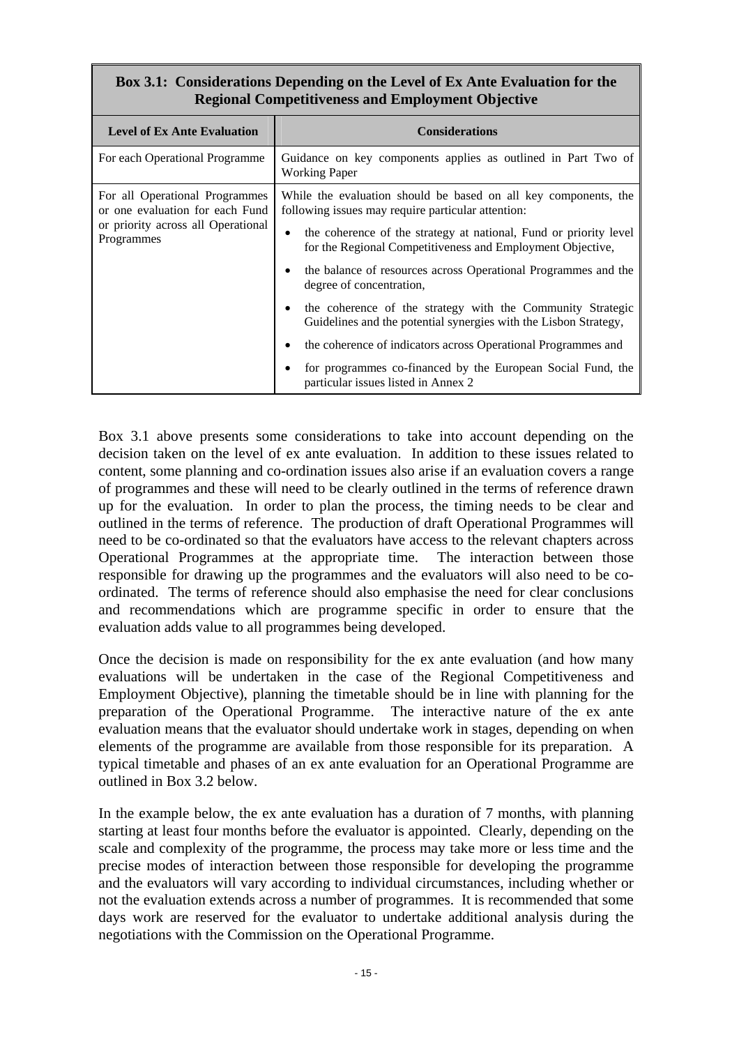**Box 3.1: Considerations Depending on the Level of Ex Ante Evaluation for the Regional Competitiveness and Employment Objective**

| Level of Ex Ante Evaluation | Considerations |
| --- | --- |
| For each Operational Programme | Guidance on key components applies as outlined in Part Two of Working Paper |
| For all Operational Programmes or one evaluation for each Fund or priority across all Operational Programmes | While the evaluation should be based on all key components, the following issues may require particular attention:<br>• the coherence of the strategy at national, Fund or priority level for the Regional Competitiveness and Employment Objective,<br>• the balance of resources across Operational Programmes and the degree of concentration,<br>• the coherence of the strategy with the Community Strategic Guidelines and the potential synergies with the Lisbon Strategy,<br>• the coherence of indicators across Operational Programmes and<br>• for programmes co-financed by the European Social Fund, the particular issues listed in Annex 2 |

Box 3.1 above presents some considerations to take into account depending on the decision taken on the level of ex ante evaluation. In addition to these issues related to content, some planning and co-ordination issues also arise if an evaluation covers a range of programmes and these will need to be clearly outlined in the terms of reference drawn up for the evaluation. In order to plan the process, the timing needs to be clear and outlined in the terms of reference. The production of draft Operational Programmes will need to be co-ordinated so that the evaluators have access to the relevant chapters across Operational Programmes at the appropriate time. The interaction between those responsible for drawing up the programmes and the evaluators will also need to be co-ordinated. The terms of reference should also emphasise the need for clear conclusions and recommendations which are programme specific in order to ensure that the evaluation adds value to all programmes being developed.

Once the decision is made on responsibility for the ex ante evaluation (and how many evaluations will be undertaken in the case of the Regional Competitiveness and Employment Objective), planning the timetable should be in line with planning for the preparation of the Operational Programme. The interactive nature of the ex ante evaluation means that the evaluator should undertake work in stages, depending on when elements of the programme are available from those responsible for its preparation. A typical timetable and phases of an ex ante evaluation for an Operational Programme are outlined in Box 3.2 below.

In the example below, the ex ante evaluation has a duration of 7 months, with planning starting at least four months before the evaluator is appointed. Clearly, depending on the scale and complexity of the programme, the process may take more or less time and the precise modes of interaction between those responsible for developing the programme and the evaluators will vary according to individual circumstances, including whether or not the evaluation extends across a number of programmes. It is recommended that some days work are reserved for the evaluator to undertake additional analysis during the negotiations with the Commission on the Operational Programme.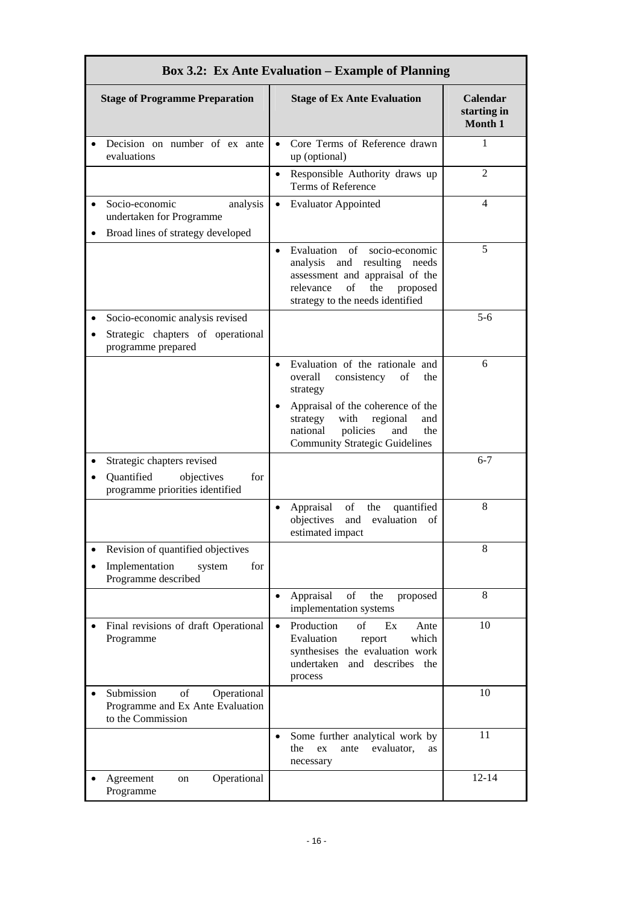**Box 3.2: Ex Ante Evaluation – Example of Planning**

| Stage of Programme Preparation | Stage of Ex Ante Evaluation | Calendar starting in Month 1 |
|---|---|---|
| • Decision on number of ex ante evaluations | • Core Terms of Reference drawn up (optional) | 1 |
| | • Responsible Authority draws up Terms of Reference | 2 |
| • Socio-economic analysis undertaken for Programme<br>• Broad lines of strategy developed | • Evaluator Appointed | 4 |
| | • Evaluation of socio-economic analysis and resulting needs assessment and appraisal of the relevance of the proposed strategy to the needs identified | 5 |
| • Socio-economic analysis revised<br>• Strategic chapters of operational programme prepared | | 5-6 |
| | • Evaluation of the rationale and overall consistency of the strategy<br>• Appraisal of the coherence of the strategy with regional and national policies and the Community Strategic Guidelines | 6 |
| • Strategic chapters revised<br>• Quantified objectives for programme priorities identified | | 6-7 |
| | • Appraisal of the quantified objectives and evaluation of estimated impact | 8 |
| • Revision of quantified objectives<br>• Implementation system for Programme described | | 8 |
| | • Appraisal of the proposed implementation systems | 8 |
| • Final revisions of draft Operational Programme | • Production of Ex Ante Evaluation report which synthesises the evaluation work undertaken and describes the process | 10 |
| • Submission of Operational Programme and Ex Ante Evaluation to the Commission | | 10 |
| | • Some further analytical work by the ex ante evaluator, as necessary | 11 |
| • Agreement on Operational Programme | | 12-14 |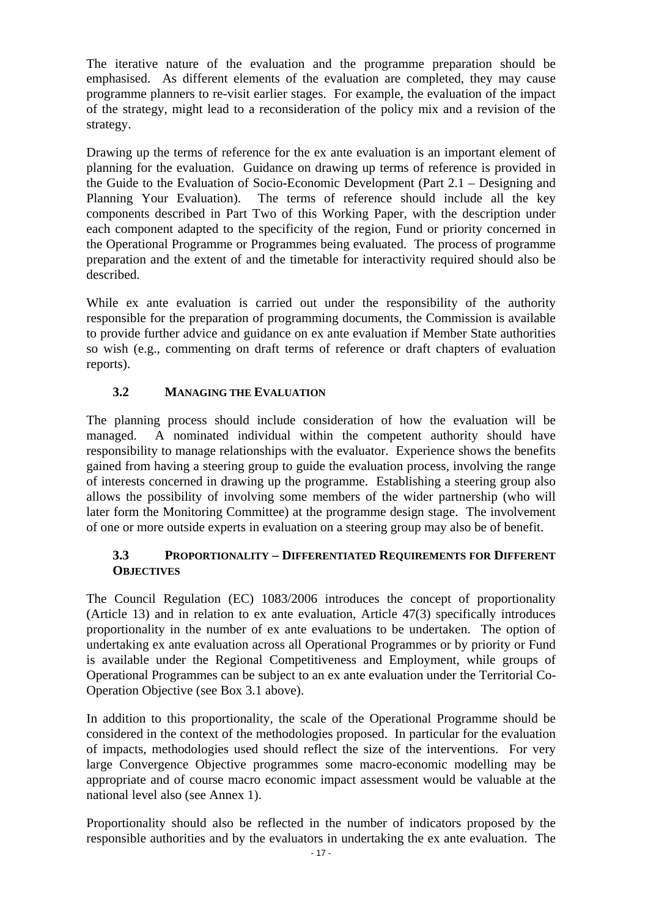The iterative nature of the evaluation and the programme preparation should be emphasised. As different elements of the evaluation are completed, they may cause programme planners to re-visit earlier stages. For example, the evaluation of the impact of the strategy, might lead to a reconsideration of the policy mix and a revision of the strategy.

Drawing up the terms of reference for the ex ante evaluation is an important element of planning for the evaluation. Guidance on drawing up terms of reference is provided in the Guide to the Evaluation of Socio-Economic Development (Part 2.1 – Designing and Planning Your Evaluation). The terms of reference should include all the key components described in Part Two of this Working Paper, with the description under each component adapted to the specificity of the region, Fund or priority concerned in the Operational Programme or Programmes being evaluated. The process of programme preparation and the extent of and the timetable for interactivity required should also be described.

While ex ante evaluation is carried out under the responsibility of the authority responsible for the preparation of programming documents, the Commission is available to provide further advice and guidance on ex ante evaluation if Member State authorities so wish (e.g., commenting on draft terms of reference or draft chapters of evaluation reports).

### 3.2 Managing the Evaluation

The planning process should include consideration of how the evaluation will be managed. A nominated individual within the competent authority should have responsibility to manage relationships with the evaluator. Experience shows the benefits gained from having a steering group to guide the evaluation process, involving the range of interests concerned in drawing up the programme. Establishing a steering group also allows the possibility of involving some members of the wider partnership (who will later form the Monitoring Committee) at the programme design stage. The involvement of one or more outside experts in evaluation on a steering group may also be of benefit.

### 3.3 Proportionality – Differentiated Requirements for Different Objectives

The Council Regulation (EC) 1083/2006 introduces the concept of proportionality (Article 13) and in relation to ex ante evaluation, Article 47(3) specifically introduces proportionality in the number of ex ante evaluations to be undertaken. The option of undertaking ex ante evaluation across all Operational Programmes or by priority or Fund is available under the Regional Competitiveness and Employment, while groups of Operational Programmes can be subject to an ex ante evaluation under the Territorial Co-Operation Objective (see Box 3.1 above).

In addition to this proportionality, the scale of the Operational Programme should be considered in the context of the methodologies proposed. In particular for the evaluation of impacts, methodologies used should reflect the size of the interventions. For very large Convergence Objective programmes some macro-economic modelling may be appropriate and of course macro economic impact assessment would be valuable at the national level also (see Annex 1).

Proportionality should also be reflected in the number of indicators proposed by the responsible authorities and by the evaluators in undertaking the ex ante evaluation. The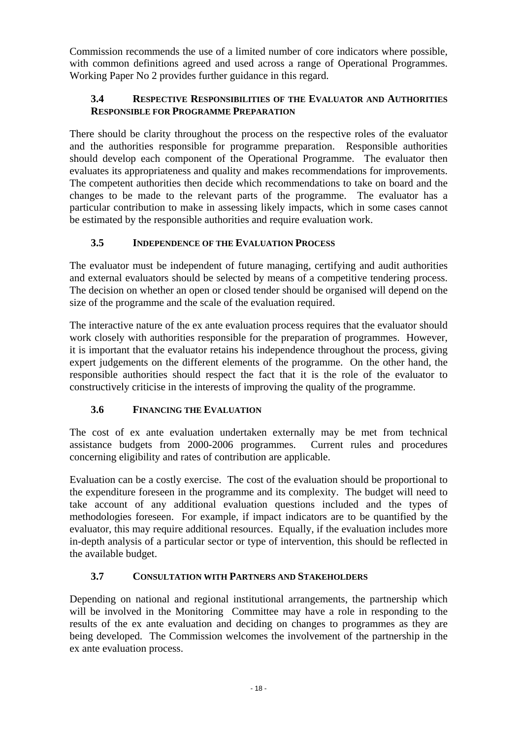Commission recommends the use of a limited number of core indicators where possible, with common definitions agreed and used across a range of Operational Programmes. Working Paper No 2 provides further guidance in this regard.

### 3.4 Respective Responsibilities of the Evaluator and Authorities Responsible for Programme Preparation

There should be clarity throughout the process on the respective roles of the evaluator and the authorities responsible for programme preparation. Responsible authorities should develop each component of the Operational Programme. The evaluator then evaluates its appropriateness and quality and makes recommendations for improvements. The competent authorities then decide which recommendations to take on board and the changes to be made to the relevant parts of the programme. The evaluator has a particular contribution to make in assessing likely impacts, which in some cases cannot be estimated by the responsible authorities and require evaluation work.

### 3.5 Independence of the Evaluation Process

The evaluator must be independent of future managing, certifying and audit authorities and external evaluators should be selected by means of a competitive tendering process. The decision on whether an open or closed tender should be organised will depend on the size of the programme and the scale of the evaluation required.

The interactive nature of the ex ante evaluation process requires that the evaluator should work closely with authorities responsible for the preparation of programmes. However, it is important that the evaluator retains his independence throughout the process, giving expert judgements on the different elements of the programme. On the other hand, the responsible authorities should respect the fact that it is the role of the evaluator to constructively criticise in the interests of improving the quality of the programme.

### 3.6 Financing the Evaluation

The cost of ex ante evaluation undertaken externally may be met from technical assistance budgets from 2000-2006 programmes. Current rules and procedures concerning eligibility and rates of contribution are applicable.

Evaluation can be a costly exercise. The cost of the evaluation should be proportional to the expenditure foreseen in the programme and its complexity. The budget will need to take account of any additional evaluation questions included and the types of methodologies foreseen. For example, if impact indicators are to be quantified by the evaluator, this may require additional resources. Equally, if the evaluation includes more in-depth analysis of a particular sector or type of intervention, this should be reflected in the available budget.

### 3.7 Consultation with Partners and Stakeholders

Depending on national and regional institutional arrangements, the partnership which will be involved in the Monitoring Committee may have a role in responding to the results of the ex ante evaluation and deciding on changes to programmes as they are being developed. The Commission welcomes the involvement of the partnership in the ex ante evaluation process.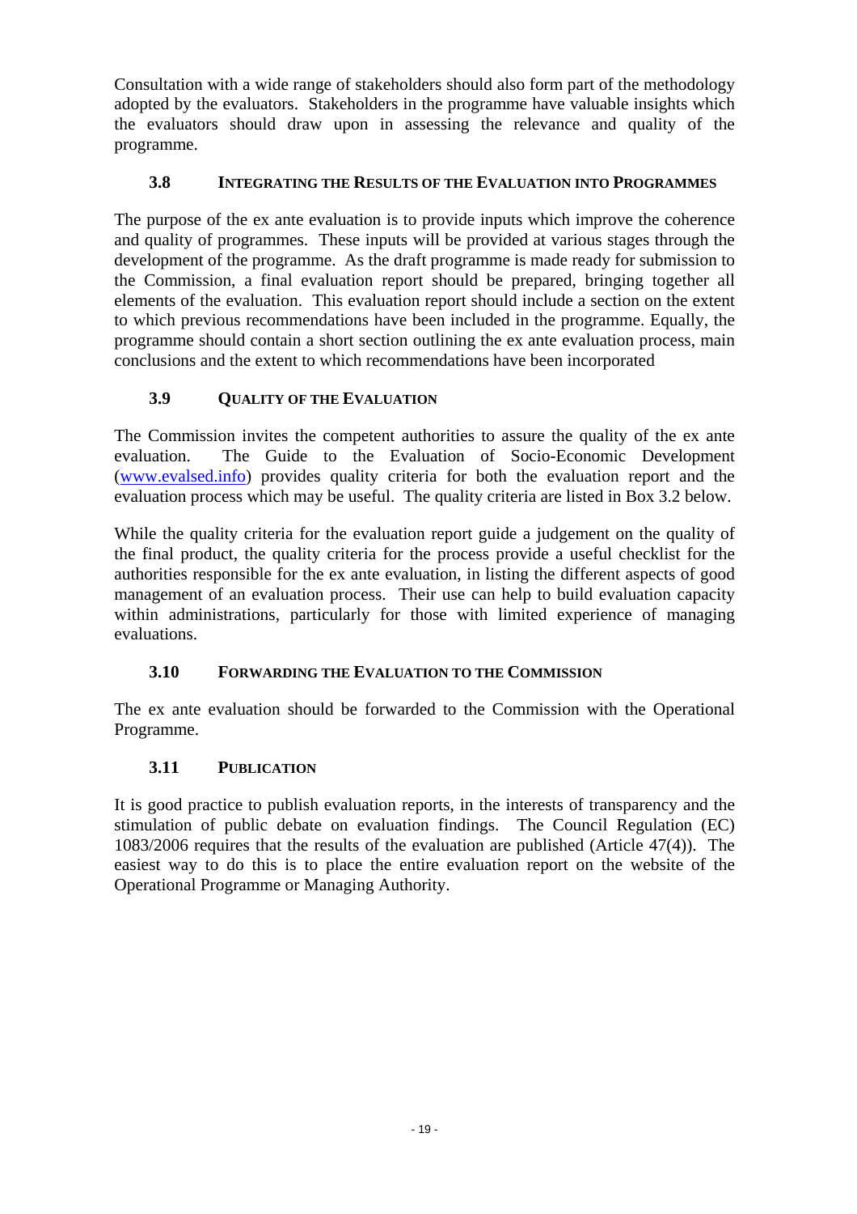Consultation with a wide range of stakeholders should also form part of the methodology adopted by the evaluators. Stakeholders in the programme have valuable insights which the evaluators should draw upon in assessing the relevance and quality of the programme.

### 3.8 Integrating the Results of the Evaluation into Programmes

The purpose of the ex ante evaluation is to provide inputs which improve the coherence and quality of programmes. These inputs will be provided at various stages through the development of the programme. As the draft programme is made ready for submission to the Commission, a final evaluation report should be prepared, bringing together all elements of the evaluation. This evaluation report should include a section on the extent to which previous recommendations have been included in the programme. Equally, the programme should contain a short section outlining the ex ante evaluation process, main conclusions and the extent to which recommendations have been incorporated

### 3.9 Quality of the Evaluation

The Commission invites the competent authorities to assure the quality of the ex ante evaluation. The Guide to the Evaluation of Socio-Economic Development (www.evalsed.info) provides quality criteria for both the evaluation report and the evaluation process which may be useful. The quality criteria are listed in Box 3.2 below.

While the quality criteria for the evaluation report guide a judgement on the quality of the final product, the quality criteria for the process provide a useful checklist for the authorities responsible for the ex ante evaluation, in listing the different aspects of good management of an evaluation process. Their use can help to build evaluation capacity within administrations, particularly for those with limited experience of managing evaluations.

### 3.10 Forwarding the Evaluation to the Commission

The ex ante evaluation should be forwarded to the Commission with the Operational Programme.

### 3.11 Publication

It is good practice to publish evaluation reports, in the interests of transparency and the stimulation of public debate on evaluation findings. The Council Regulation (EC) 1083/2006 requires that the results of the evaluation are published (Article 47(4)). The easiest way to do this is to place the entire evaluation report on the website of the Operational Programme or Managing Authority.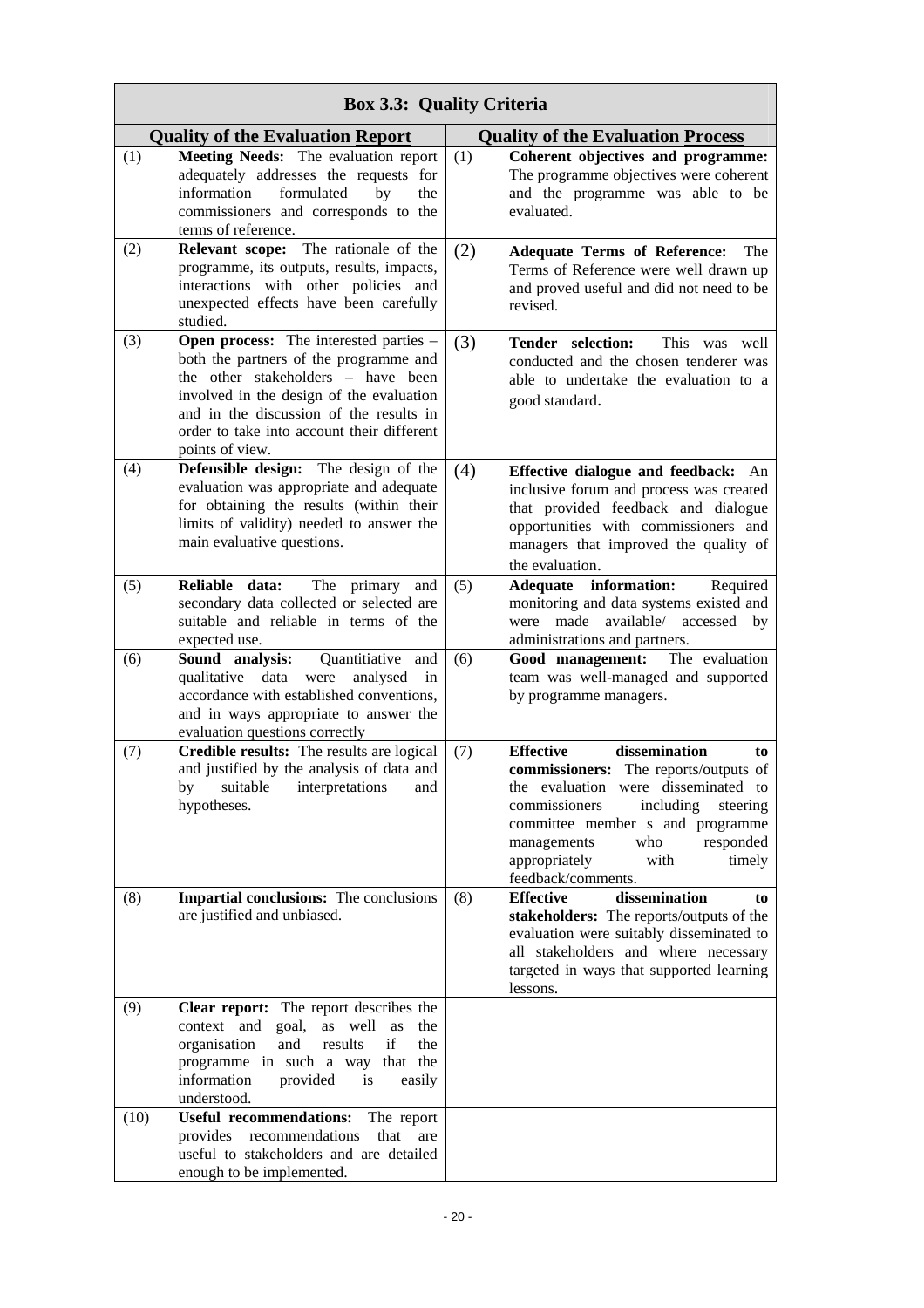**Box 3.3: Quality Criteria**

| | Quality of the Evaluation **Report** | | Quality of the Evaluation **Process** |
|---|---|---|---|
| (1) | **Meeting Needs:** The evaluation report adequately addresses the requests for information formulated by the commissioners and corresponds to the terms of reference. | (1) | **Coherent objectives and programme:** The programme objectives were coherent and the programme was able to be evaluated. |
| (2) | **Relevant scope:** The rationale of the programme, its outputs, results, impacts, interactions with other policies and unexpected effects have been carefully studied. | (2) | **Adequate Terms of Reference:** The Terms of Reference were well drawn up and proved useful and did not need to be revised. |
| (3) | **Open process:** The interested parties – both the partners of the programme and the other stakeholders – have been involved in the design of the evaluation and in the discussion of the results in order to take into account their different points of view. | (3) | **Tender selection:** This was well conducted and the chosen tenderer was able to undertake the evaluation to a good standard. |
| (4) | **Defensible design:** The design of the evaluation was appropriate and adequate for obtaining the results (within their limits of validity) needed to answer the main evaluative questions. | (4) | **Effective dialogue and feedback:** An inclusive forum and process was created that provided feedback and dialogue opportunities with commissioners and managers that improved the quality of the evaluation. |
| (5) | **Reliable data:** The primary and secondary data collected or selected are suitable and reliable in terms of the expected use. | (5) | **Adequate information:** Required monitoring and data systems existed and were made available/ accessed by administrations and partners. |
| (6) | **Sound analysis:** Quantitiative and qualitative data were analysed in accordance with established conventions, and in ways appropriate to answer the evaluation questions correctly | (6) | **Good management:** The evaluation team was well-managed and supported by programme managers. |
| (7) | **Credible results:** The results are logical and justified by the analysis of data and by suitable interpretations and hypotheses. | (7) | **Effective dissemination to commissioners:** The reports/outputs of the evaluation were disseminated to commissioners including steering committee member s and programme managements who responded appropriately with timely feedback/comments. |
| (8) | **Impartial conclusions:** The conclusions are justified and unbiased. | (8) | **Effective dissemination to stakeholders:** The reports/outputs of the evaluation were suitably disseminated to all stakeholders and where necessary targeted in ways that supported learning lessons. |
| (9) | **Clear report:** The report describes the context and goal, as well as the organisation and results if the programme in such a way that the information provided is easily understood. | | |
| (10) | **Useful recommendations:** The report provides recommendations that are useful to stakeholders and are detailed enough to be implemented. | | |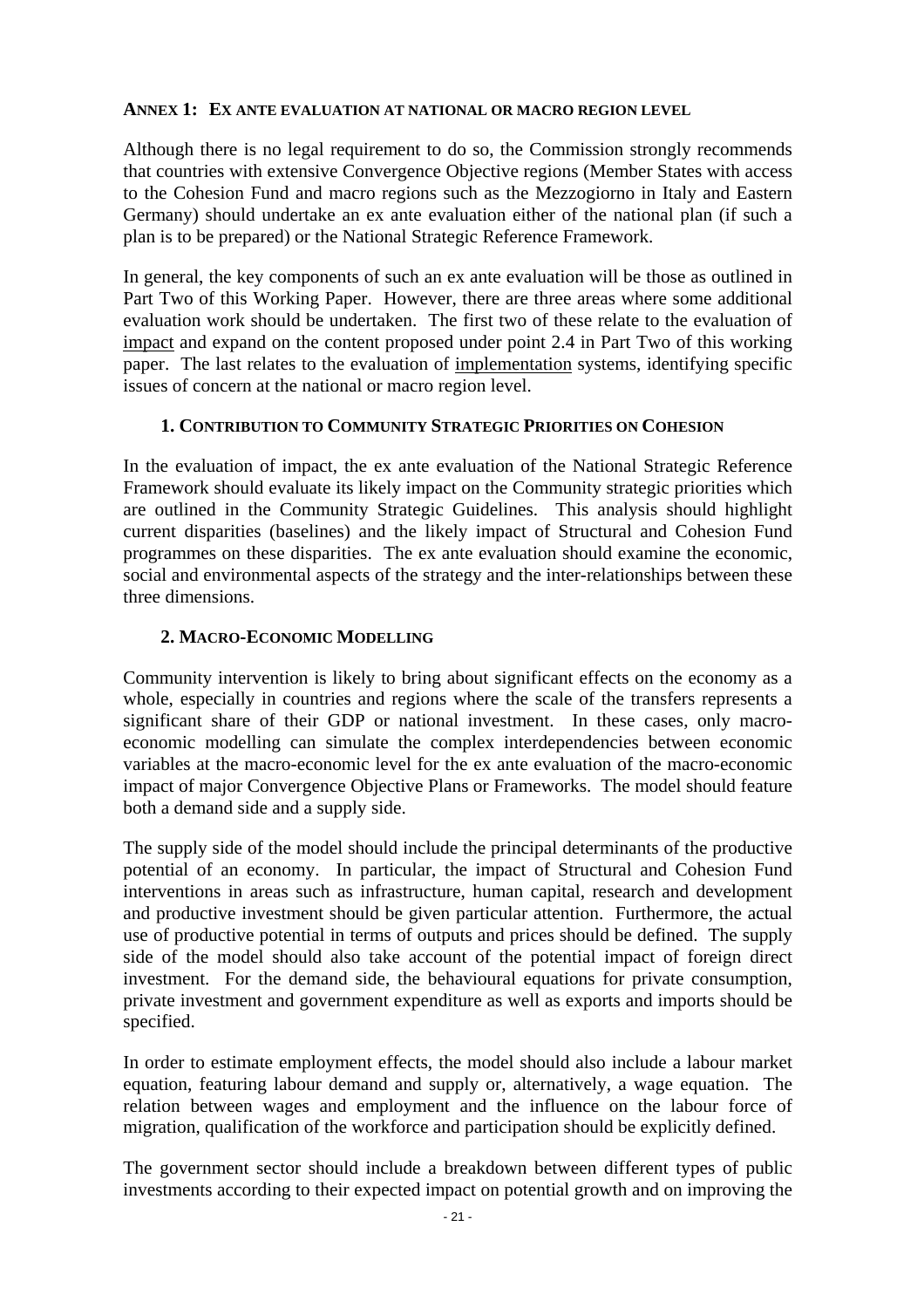## ANNEX 1: EX ANTE EVALUATION AT NATIONAL OR MACRO REGION LEVEL

Although there is no legal requirement to do so, the Commission strongly recommends that countries with extensive Convergence Objective regions (Member States with access to the Cohesion Fund and macro regions such as the Mezzogiorno in Italy and Eastern Germany) should undertake an ex ante evaluation either of the national plan (if such a plan is to be prepared) or the National Strategic Reference Framework.

In general, the key components of such an ex ante evaluation will be those as outlined in Part Two of this Working Paper. However, there are three areas where some additional evaluation work should be undertaken. The first two of these relate to the evaluation of impact and expand on the content proposed under point 2.4 in Part Two of this working paper. The last relates to the evaluation of implementation systems, identifying specific issues of concern at the national or macro region level.

### 1. CONTRIBUTION TO COMMUNITY STRATEGIC PRIORITIES ON COHESION

In the evaluation of impact, the ex ante evaluation of the National Strategic Reference Framework should evaluate its likely impact on the Community strategic priorities which are outlined in the Community Strategic Guidelines. This analysis should highlight current disparities (baselines) and the likely impact of Structural and Cohesion Fund programmes on these disparities. The ex ante evaluation should examine the economic, social and environmental aspects of the strategy and the inter-relationships between these three dimensions.

### 2. MACRO-ECONOMIC MODELLING

Community intervention is likely to bring about significant effects on the economy as a whole, especially in countries and regions where the scale of the transfers represents a significant share of their GDP or national investment. In these cases, only macro-economic modelling can simulate the complex interdependencies between economic variables at the macro-economic level for the ex ante evaluation of the macro-economic impact of major Convergence Objective Plans or Frameworks. The model should feature both a demand side and a supply side.

The supply side of the model should include the principal determinants of the productive potential of an economy. In particular, the impact of Structural and Cohesion Fund interventions in areas such as infrastructure, human capital, research and development and productive investment should be given particular attention. Furthermore, the actual use of productive potential in terms of outputs and prices should be defined. The supply side of the model should also take account of the potential impact of foreign direct investment. For the demand side, the behavioural equations for private consumption, private investment and government expenditure as well as exports and imports should be specified.

In order to estimate employment effects, the model should also include a labour market equation, featuring labour demand and supply or, alternatively, a wage equation. The relation between wages and employment and the influence on the labour force of migration, qualification of the workforce and participation should be explicitly defined.

The government sector should include a breakdown between different types of public investments according to their expected impact on potential growth and on improving the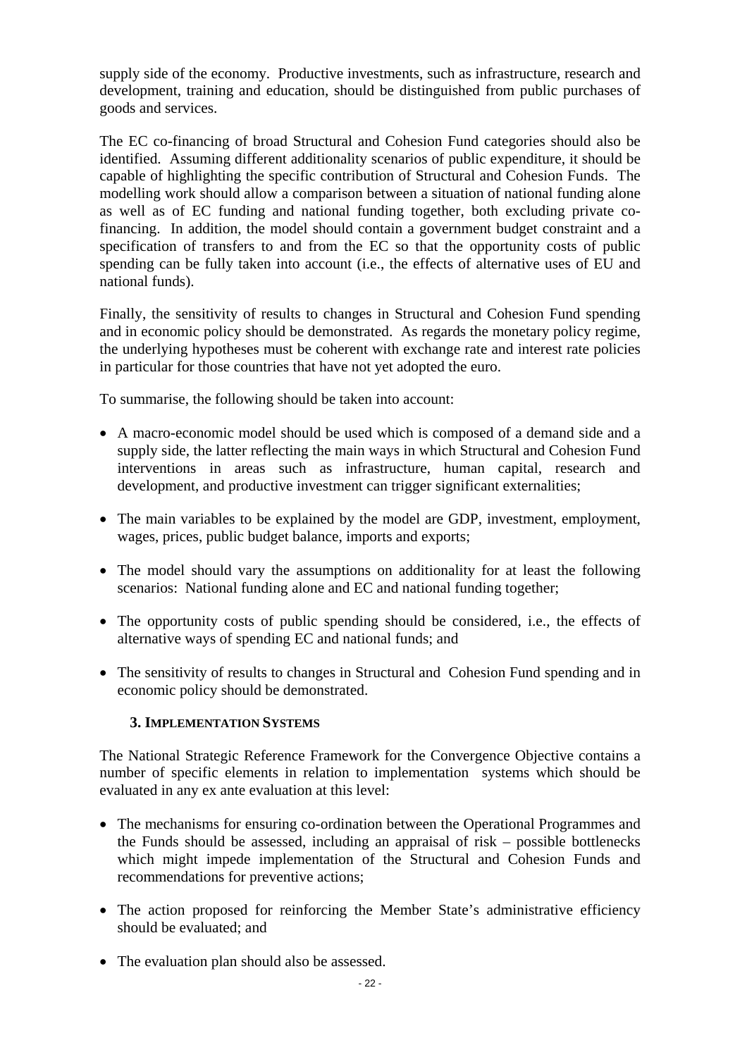supply side of the economy. Productive investments, such as infrastructure, research and development, training and education, should be distinguished from public purchases of goods and services.

The EC co-financing of broad Structural and Cohesion Fund categories should also be identified. Assuming different additionality scenarios of public expenditure, it should be capable of highlighting the specific contribution of Structural and Cohesion Funds. The modelling work should allow a comparison between a situation of national funding alone as well as of EC funding and national funding together, both excluding private co-financing. In addition, the model should contain a government budget constraint and a specification of transfers to and from the EC so that the opportunity costs of public spending can be fully taken into account (i.e., the effects of alternative uses of EU and national funds).

Finally, the sensitivity of results to changes in Structural and Cohesion Fund spending and in economic policy should be demonstrated. As regards the monetary policy regime, the underlying hypotheses must be coherent with exchange rate and interest rate policies in particular for those countries that have not yet adopted the euro.

To summarise, the following should be taken into account:

- A macro-economic model should be used which is composed of a demand side and a supply side, the latter reflecting the main ways in which Structural and Cohesion Fund interventions in areas such as infrastructure, human capital, research and development, and productive investment can trigger significant externalities;
- The main variables to be explained by the model are GDP, investment, employment, wages, prices, public budget balance, imports and exports;
- The model should vary the assumptions on additionality for at least the following scenarios: National funding alone and EC and national funding together;
- The opportunity costs of public spending should be considered, i.e., the effects of alternative ways of spending EC and national funds; and
- The sensitivity of results to changes in Structural and Cohesion Fund spending and in economic policy should be demonstrated.

### 3. Implementation Systems

The National Strategic Reference Framework for the Convergence Objective contains a number of specific elements in relation to implementation systems which should be evaluated in any ex ante evaluation at this level:

- The mechanisms for ensuring co-ordination between the Operational Programmes and the Funds should be assessed, including an appraisal of risk – possible bottlenecks which might impede implementation of the Structural and Cohesion Funds and recommendations for preventive actions;
- The action proposed for reinforcing the Member State's administrative efficiency should be evaluated; and
- The evaluation plan should also be assessed.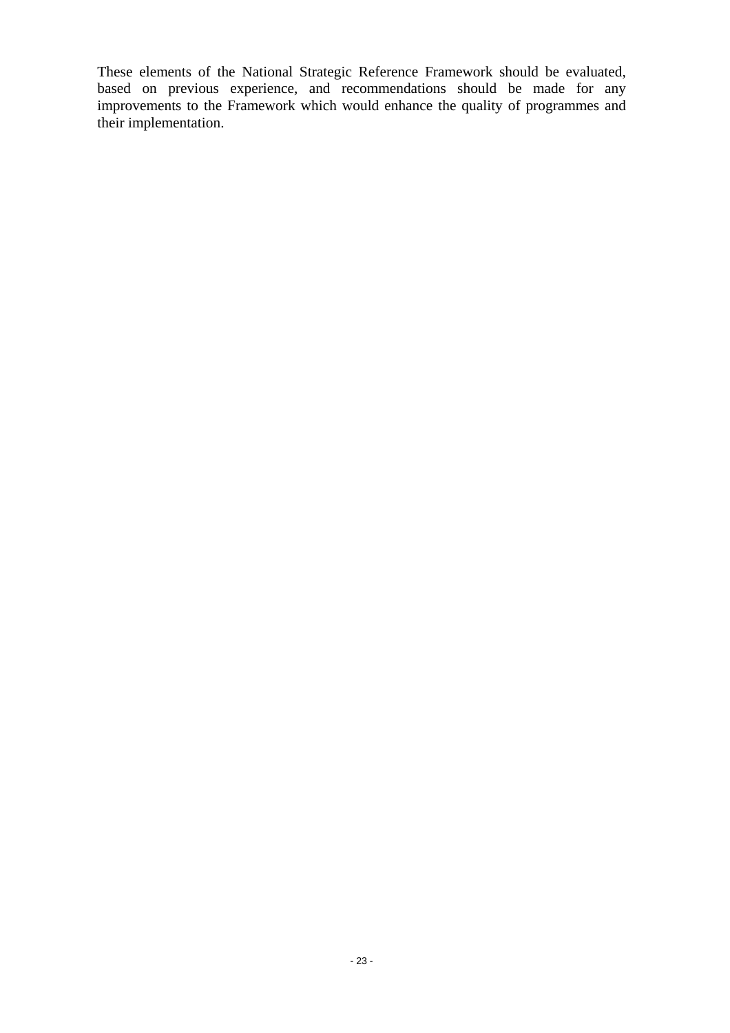These elements of the National Strategic Reference Framework should be evaluated, based on previous experience, and recommendations should be made for any improvements to the Framework which would enhance the quality of programmes and their implementation.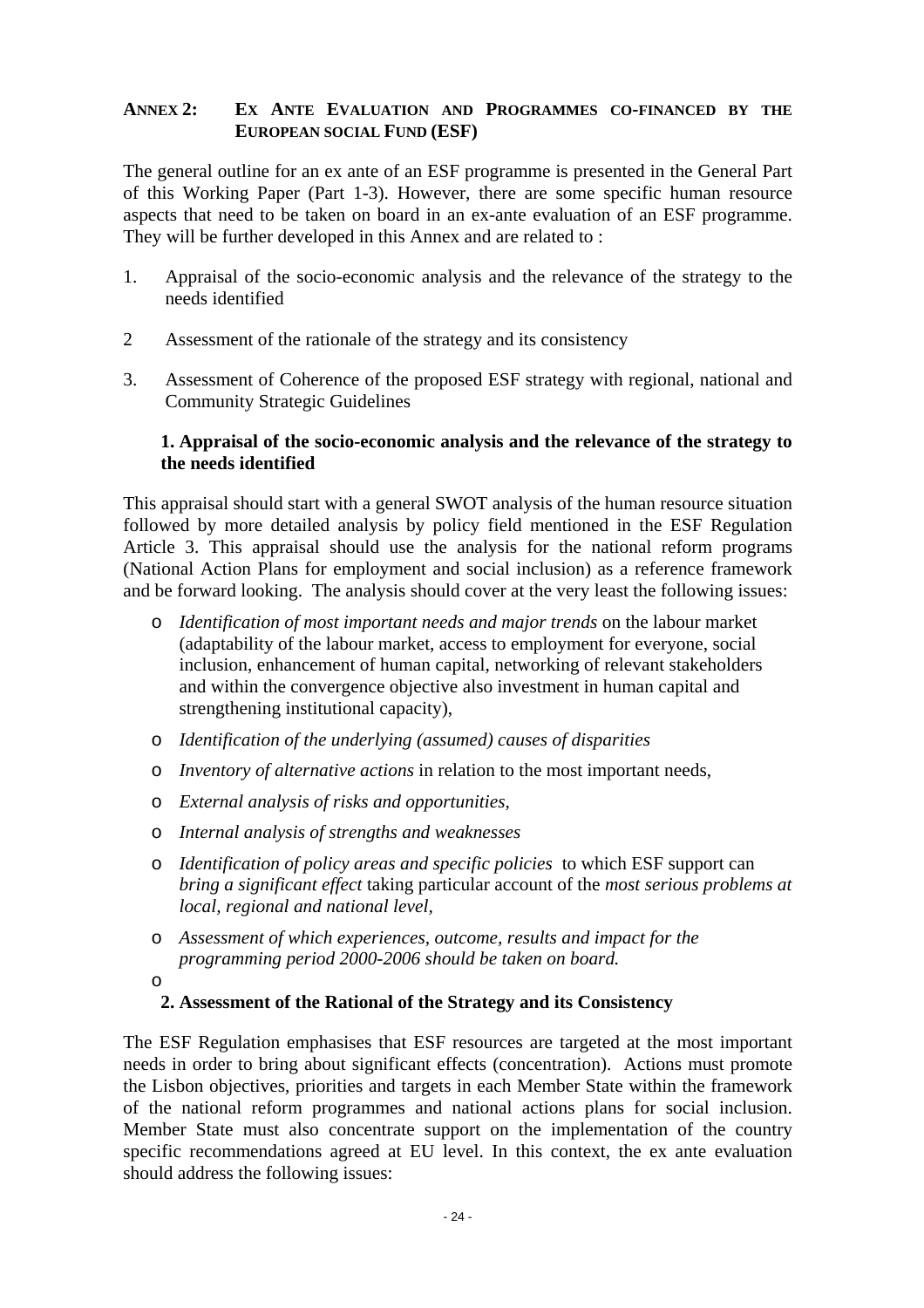## ANNEX 2: EX ANTE EVALUATION AND PROGRAMMES CO-FINANCED BY THE EUROPEAN SOCIAL FUND (ESF)

The general outline for an ex ante of an ESF programme is presented in the General Part of this Working Paper (Part 1-3). However, there are some specific human resource aspects that need to be taken on board in an ex-ante evaluation of an ESF programme. They will be further developed in this Annex and are related to :

1. Appraisal of the socio-economic analysis and the relevance of the strategy to the needs identified
2. Assessment of the rationale of the strategy and its consistency
3. Assessment of Coherence of the proposed ESF strategy with regional, national and Community Strategic Guidelines

### 1. Appraisal of the socio-economic analysis and the relevance of the strategy to the needs identified

This appraisal should start with a general SWOT analysis of the human resource situation followed by more detailed analysis by policy field mentioned in the ESF Regulation Article 3. This appraisal should use the analysis for the national reform programs (National Action Plans for employment and social inclusion) as a reference framework and be forward looking. The analysis should cover at the very least the following issues:

- *Identification of most important needs and major trends* on the labour market (adaptability of the labour market, access to employment for everyone, social inclusion, enhancement of human capital, networking of relevant stakeholders and within the convergence objective also investment in human capital and strengthening institutional capacity),
- *Identification of the underlying (assumed) causes of disparities*
- *Inventory of alternative actions* in relation to the most important needs,
- *External analysis of risks and opportunities,*
- *Internal analysis of strengths and weaknesses*
- *Identification of policy areas and specific policies* to which ESF support can *bring a significant effect* taking particular account of the *most serious problems at local, regional and national level,*
- *Assessment of which experiences, outcome, results and impact for the programming period 2000-2006 should be taken on board.*

### 2. Assessment of the Rational of the Strategy and its Consistency

The ESF Regulation emphasises that ESF resources are targeted at the most important needs in order to bring about significant effects (concentration). Actions must promote the Lisbon objectives, priorities and targets in each Member State within the framework of the national reform programmes and national actions plans for social inclusion. Member State must also concentrate support on the implementation of the country specific recommendations agreed at EU level. In this context, the ex ante evaluation should address the following issues: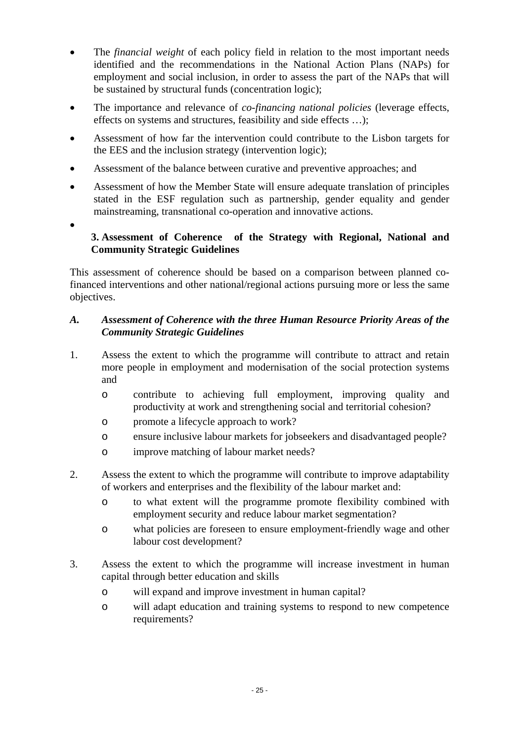- The *financial weight* of each policy field in relation to the most important needs identified and the recommendations in the National Action Plans (NAPs) for employment and social inclusion, in order to assess the part of the NAPs that will be sustained by structural funds (concentration logic);
- The importance and relevance of *co-financing national policies* (leverage effects, effects on systems and structures, feasibility and side effects …);
- Assessment of how far the intervention could contribute to the Lisbon targets for the EES and the inclusion strategy (intervention logic);
- Assessment of the balance between curative and preventive approaches; and
- Assessment of how the Member State will ensure adequate translation of principles stated in the ESF regulation such as partnership, gender equality and gender mainstreaming, transnational co-operation and innovative actions.

## 3. Assessment of Coherence of the Strategy with Regional, National and Community Strategic Guidelines

This assessment of coherence should be based on a comparison between planned co-financed interventions and other national/regional actions pursuing more or less the same objectives.

### *A. Assessment of Coherence with the three Human Resource Priority Areas of the Community Strategic Guidelines*

1. Assess the extent to which the programme will contribute to attract and retain more people in employment and modernisation of the social protection systems and
   - contribute to achieving full employment, improving quality and productivity at work and strengthening social and territorial cohesion?
   - promote a lifecycle approach to work?
   - ensure inclusive labour markets for jobseekers and disadvantaged people?
   - improve matching of labour market needs?

2. Assess the extent to which the programme will contribute to improve adaptability of workers and enterprises and the flexibility of the labour market and:
   - to what extent will the programme promote flexibility combined with employment security and reduce labour market segmentation?
   - what policies are foreseen to ensure employment-friendly wage and other labour cost development?

3. Assess the extent to which the programme will increase investment in human capital through better education and skills
   - will expand and improve investment in human capital?
   - will adapt education and training systems to respond to new competence requirements?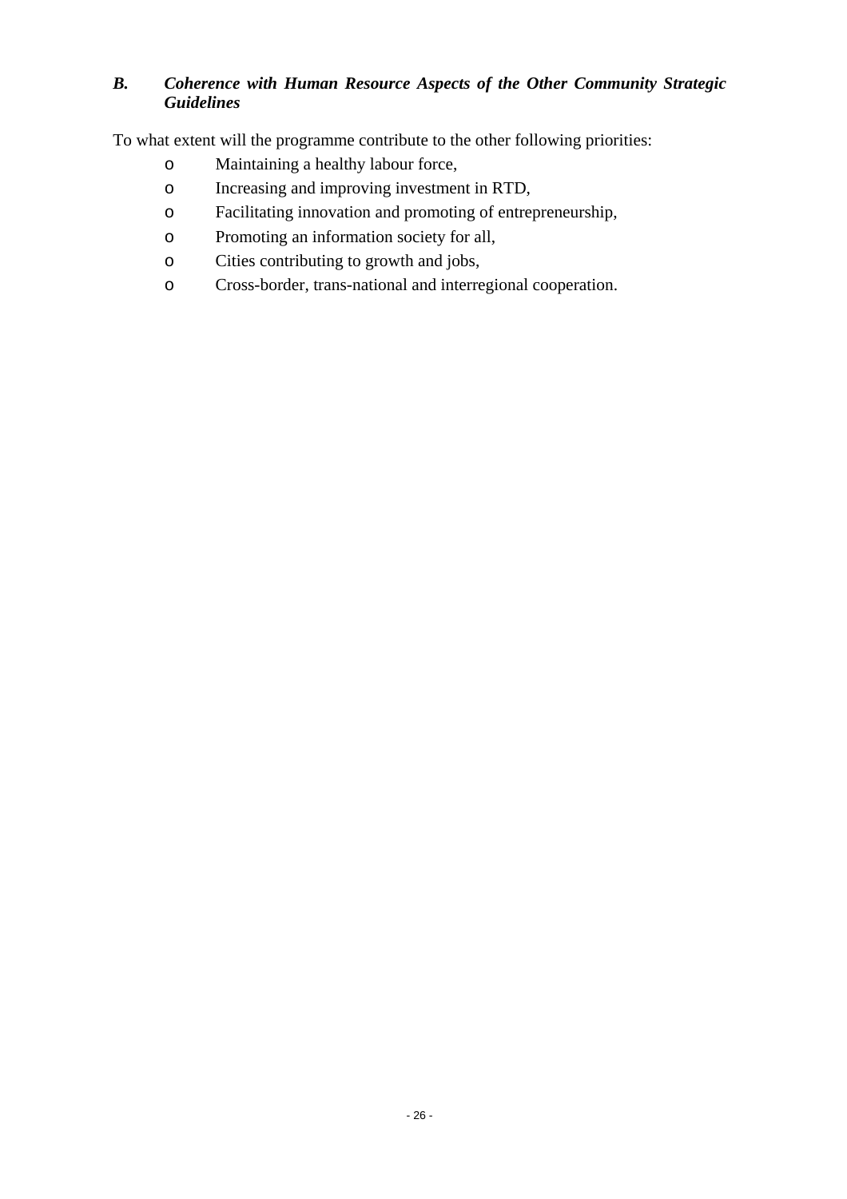### *B. Coherence with Human Resource Aspects of the Other Community Strategic Guidelines*

To what extent will the programme contribute to the other following priorities:

- Maintaining a healthy labour force,
- Increasing and improving investment in RTD,
- Facilitating innovation and promoting of entrepreneurship,
- Promoting an information society for all,
- Cities contributing to growth and jobs,
- Cross-border, trans-national and interregional cooperation.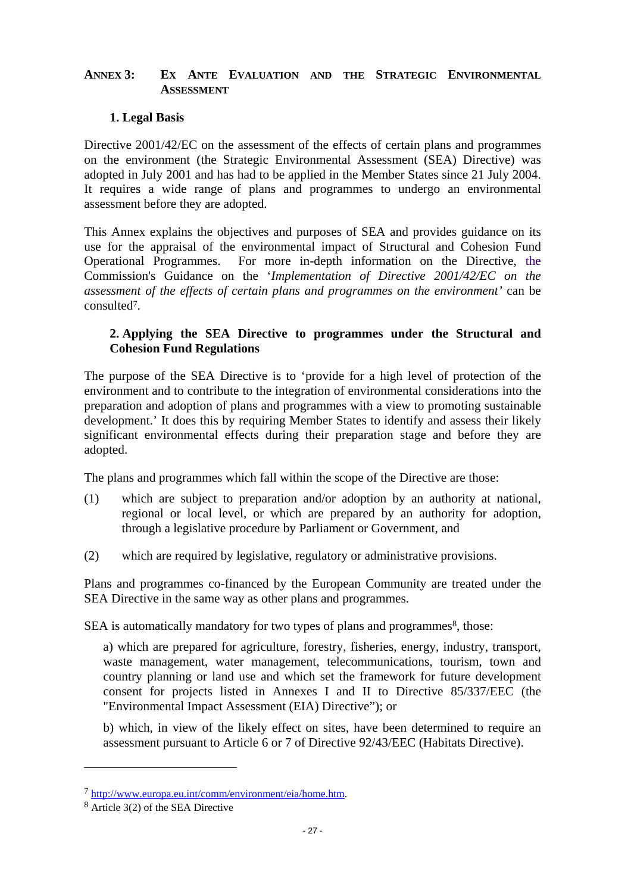## ANNEX 3: EX ANTE EVALUATION AND THE STRATEGIC ENVIRONMENTAL ASSESSMENT

### 1. Legal Basis

Directive 2001/42/EC on the assessment of the effects of certain plans and programmes on the environment (the Strategic Environmental Assessment (SEA) Directive) was adopted in July 2001 and has had to be applied in the Member States since 21 July 2004. It requires a wide range of plans and programmes to undergo an environmental assessment before they are adopted.

This Annex explains the objectives and purposes of SEA and provides guidance on its use for the appraisal of the environmental impact of Structural and Cohesion Fund Operational Programmes. For more in-depth information on the Directive, the Commission's Guidance on the '*Implementation of Directive 2001/42/EC on the assessment of the effects of certain plans and programmes on the environment*' can be consulted[7].

### 2. Applying the SEA Directive to programmes under the Structural and Cohesion Fund Regulations

The purpose of the SEA Directive is to 'provide for a high level of protection of the environment and to contribute to the integration of environmental considerations into the preparation and adoption of plans and programmes with a view to promoting sustainable development.' It does this by requiring Member States to identify and assess their likely significant environmental effects during their preparation stage and before they are adopted.

The plans and programmes which fall within the scope of the Directive are those:

(1) which are subject to preparation and/or adoption by an authority at national, regional or local level, or which are prepared by an authority for adoption, through a legislative procedure by Parliament or Government, and

(2) which are required by legislative, regulatory or administrative provisions.

Plans and programmes co-financed by the European Community are treated under the SEA Directive in the same way as other plans and programmes.

SEA is automatically mandatory for two types of plans and programmes[8], those:

a) which are prepared for agriculture, forestry, fisheries, energy, industry, transport, waste management, water management, telecommunications, tourism, town and country planning or land use and which set the framework for future development consent for projects listed in Annexes I and II to Directive 85/337/EEC (the "Environmental Impact Assessment (EIA) Directive"); or

b) which, in view of the likely effect on sites, have been determined to require an assessment pursuant to Article 6 or 7 of Directive 92/43/EEC (Habitats Directive).

---

[7] http://www.europa.eu.int/comm/environment/eia/home.htm.

[8] Article 3(2) of the SEA Directive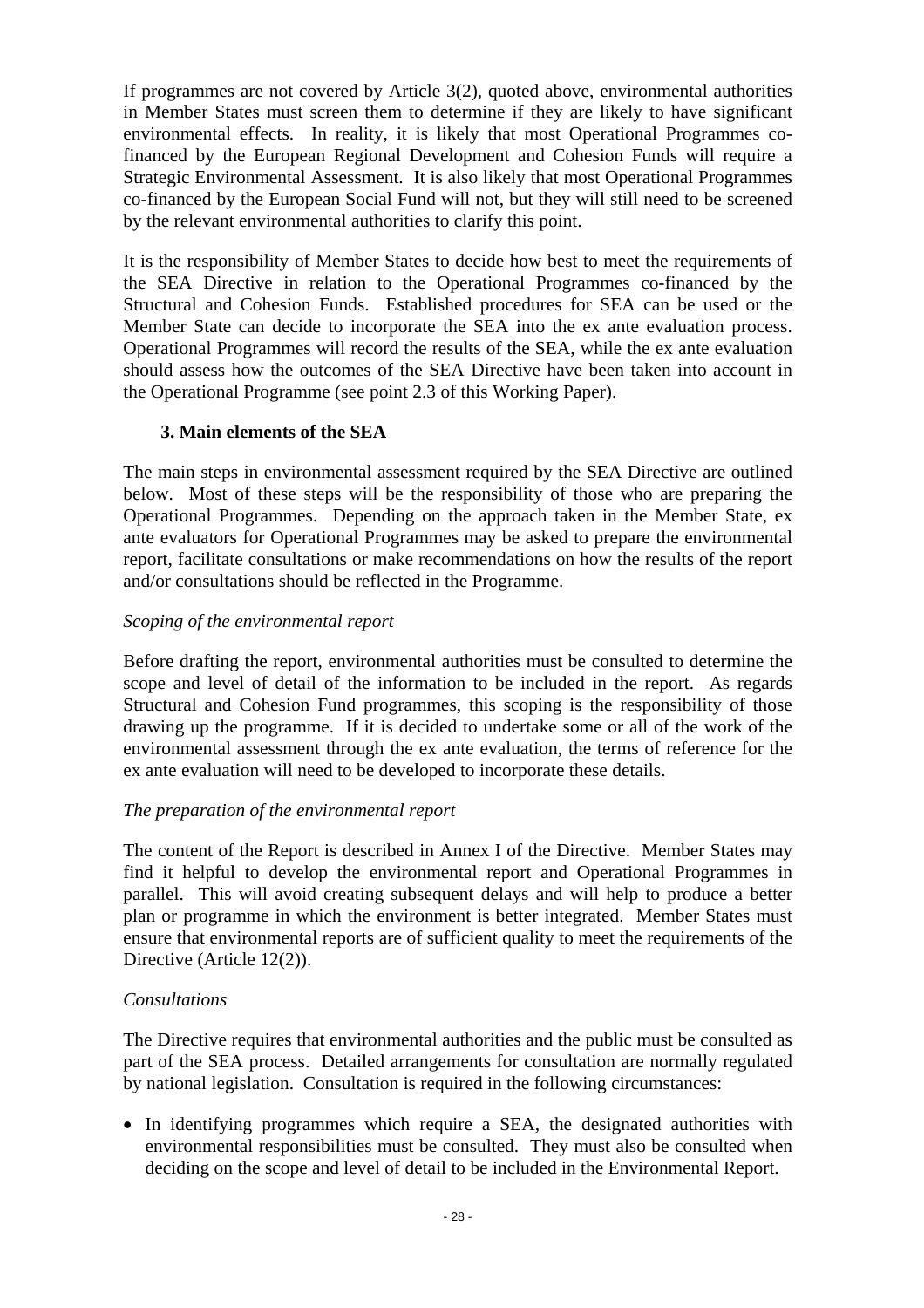If programmes are not covered by Article 3(2), quoted above, environmental authorities in Member States must screen them to determine if they are likely to have significant environmental effects. In reality, it is likely that most Operational Programmes co-financed by the European Regional Development and Cohesion Funds will require a Strategic Environmental Assessment. It is also likely that most Operational Programmes co-financed by the European Social Fund will not, but they will still need to be screened by the relevant environmental authorities to clarify this point.

It is the responsibility of Member States to decide how best to meet the requirements of the SEA Directive in relation to the Operational Programmes co-financed by the Structural and Cohesion Funds. Established procedures for SEA can be used or the Member State can decide to incorporate the SEA into the ex ante evaluation process. Operational Programmes will record the results of the SEA, while the ex ante evaluation should assess how the outcomes of the SEA Directive have been taken into account in the Operational Programme (see point 2.3 of this Working Paper).

## 3. Main elements of the SEA

The main steps in environmental assessment required by the SEA Directive are outlined below. Most of these steps will be the responsibility of those who are preparing the Operational Programmes. Depending on the approach taken in the Member State, ex ante evaluators for Operational Programmes may be asked to prepare the environmental report, facilitate consultations or make recommendations on how the results of the report and/or consultations should be reflected in the Programme.

*Scoping of the environmental report*

Before drafting the report, environmental authorities must be consulted to determine the scope and level of detail of the information to be included in the report. As regards Structural and Cohesion Fund programmes, this scoping is the responsibility of those drawing up the programme. If it is decided to undertake some or all of the work of the environmental assessment through the ex ante evaluation, the terms of reference for the ex ante evaluation will need to be developed to incorporate these details.

*The preparation of the environmental report*

The content of the Report is described in Annex I of the Directive. Member States may find it helpful to develop the environmental report and Operational Programmes in parallel. This will avoid creating subsequent delays and will help to produce a better plan or programme in which the environment is better integrated. Member States must ensure that environmental reports are of sufficient quality to meet the requirements of the Directive (Article 12(2)).

*Consultations*

The Directive requires that environmental authorities and the public must be consulted as part of the SEA process. Detailed arrangements for consultation are normally regulated by national legislation. Consultation is required in the following circumstances:

- In identifying programmes which require a SEA, the designated authorities with environmental responsibilities must be consulted. They must also be consulted when deciding on the scope and level of detail to be included in the Environmental Report.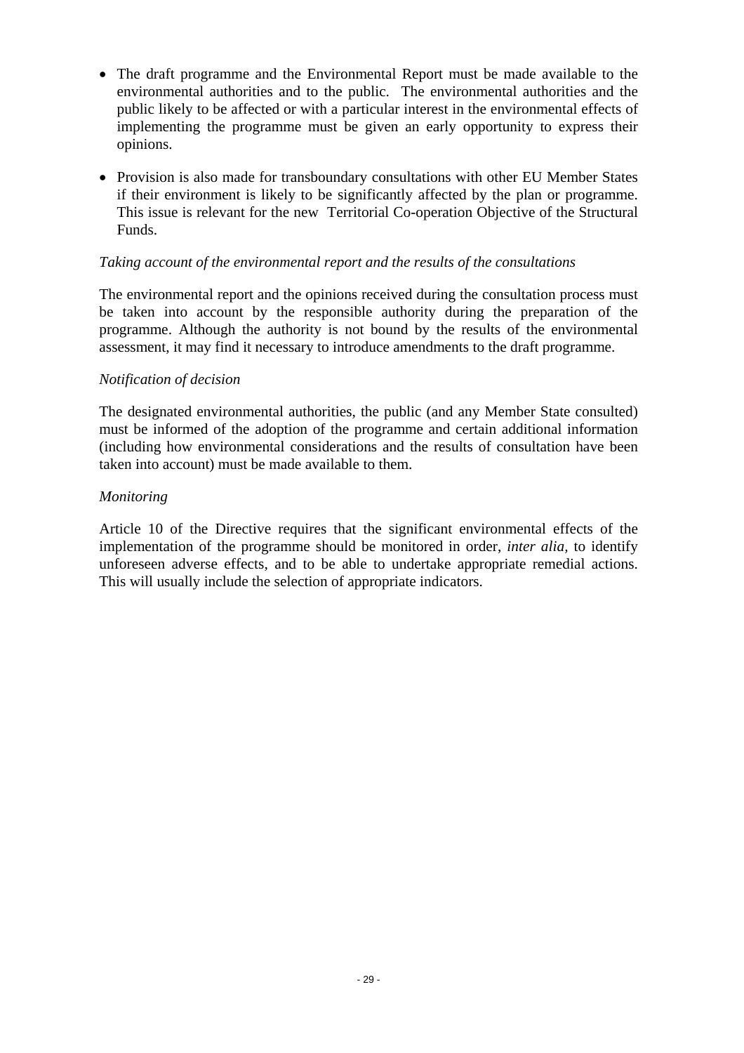- The draft programme and the Environmental Report must be made available to the environmental authorities and to the public. The environmental authorities and the public likely to be affected or with a particular interest in the environmental effects of implementing the programme must be given an early opportunity to express their opinions.

- Provision is also made for transboundary consultations with other EU Member States if their environment is likely to be significantly affected by the plan or programme. This issue is relevant for the new Territorial Co-operation Objective of the Structural Funds.

*Taking account of the environmental report and the results of the consultations*

The environmental report and the opinions received during the consultation process must be taken into account by the responsible authority during the preparation of the programme. Although the authority is not bound by the results of the environmental assessment, it may find it necessary to introduce amendments to the draft programme.

*Notification of decision*

The designated environmental authorities, the public (and any Member State consulted) must be informed of the adoption of the programme and certain additional information (including how environmental considerations and the results of consultation have been taken into account) must be made available to them.

*Monitoring*

Article 10 of the Directive requires that the significant environmental effects of the implementation of the programme should be monitored in order, *inter alia*, to identify unforeseen adverse effects, and to be able to undertake appropriate remedial actions. This will usually include the selection of appropriate indicators.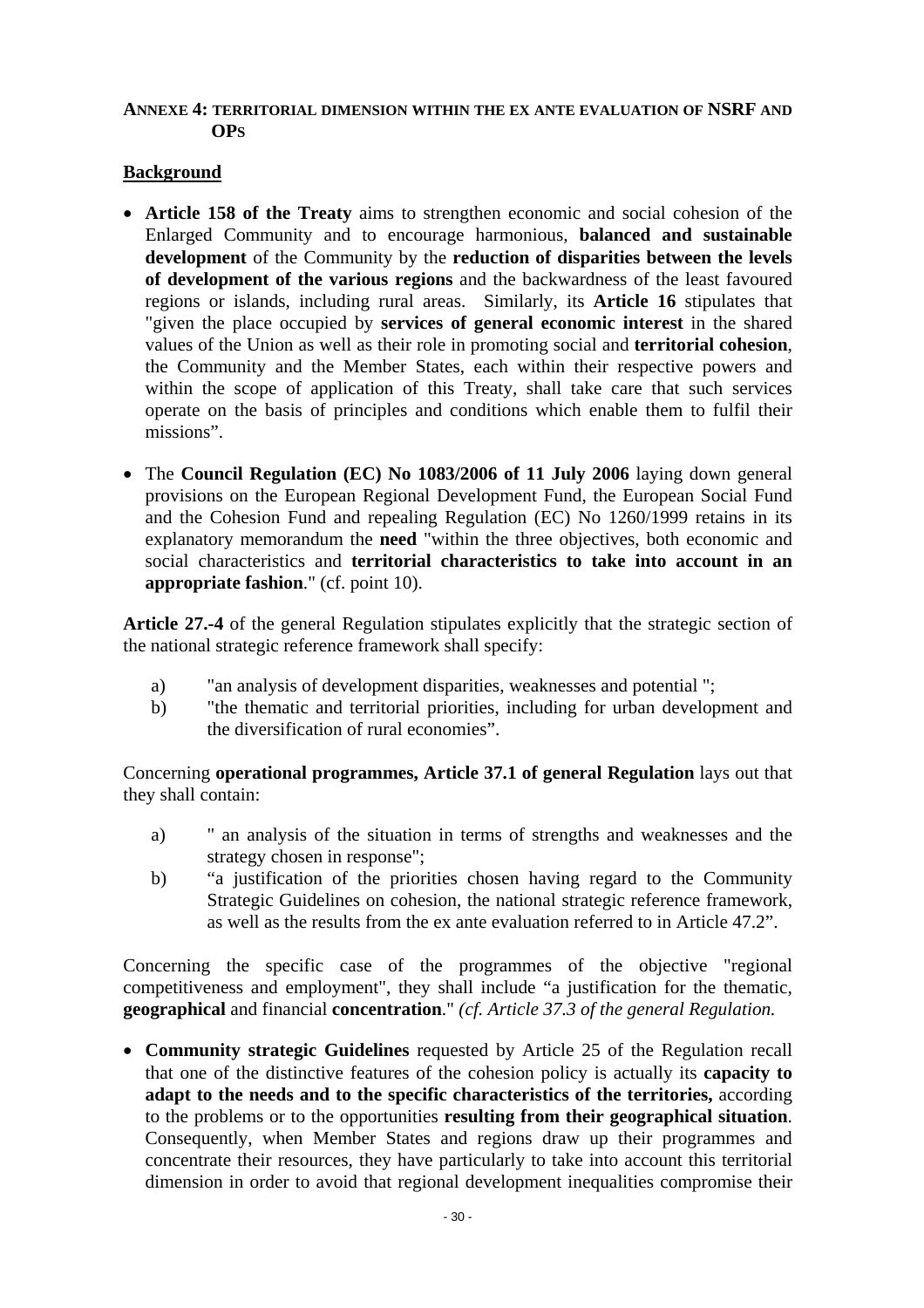## ANNEXE 4: TERRITORIAL DIMENSION WITHIN THE EX ANTE EVALUATION OF NSRF AND OPS

**Background**

- **Article 158 of the Treaty** aims to strengthen economic and social cohesion of the Enlarged Community and to encourage harmonious, **balanced and sustainable development** of the Community by the **reduction of disparities between the levels of development of the various regions** and the backwardness of the least favoured regions or islands, including rural areas. Similarly, its **Article 16** stipulates that "given the place occupied by **services of general economic interest** in the shared values of the Union as well as their role in promoting social and **territorial cohesion**, the Community and the Member States, each within their respective powers and within the scope of application of this Treaty, shall take care that such services operate on the basis of principles and conditions which enable them to fulfil their missions".

- The **Council Regulation (EC) No 1083/2006 of 11 July 2006** laying down general provisions on the European Regional Development Fund, the European Social Fund and the Cohesion Fund and repealing Regulation (EC) No 1260/1999 retains in its explanatory memorandum the **need** "within the three objectives, both economic and social characteristics and **territorial characteristics to take into account in an appropriate fashion**." (cf. point 10).

**Article 27.-4** of the general Regulation stipulates explicitly that the strategic section of the national strategic reference framework shall specify:

a) "an analysis of development disparities, weaknesses and potential ";
b) "the thematic and territorial priorities, including for urban development and the diversification of rural economies".

Concerning **operational programmes, Article 37.1 of general Regulation** lays out that they shall contain:

a) " an analysis of the situation in terms of strengths and weaknesses and the strategy chosen in response";
b) "a justification of the priorities chosen having regard to the Community Strategic Guidelines on cohesion, the national strategic reference framework, as well as the results from the ex ante evaluation referred to in Article 47.2".

Concerning the specific case of the programmes of the objective "regional competitiveness and employment", they shall include "a justification for the thematic, **geographical** and financial **concentration**." *(cf. Article 37.3 of the general Regulation.*

- **Community strategic Guidelines** requested by Article 25 of the Regulation recall that one of the distinctive features of the cohesion policy is actually its **capacity to adapt to the needs and to the specific characteristics of the territories,** according to the problems or to the opportunities **resulting from their geographical situation**. Consequently, when Member States and regions draw up their programmes and concentrate their resources, they have particularly to take into account this territorial dimension in order to avoid that regional development inequalities compromise their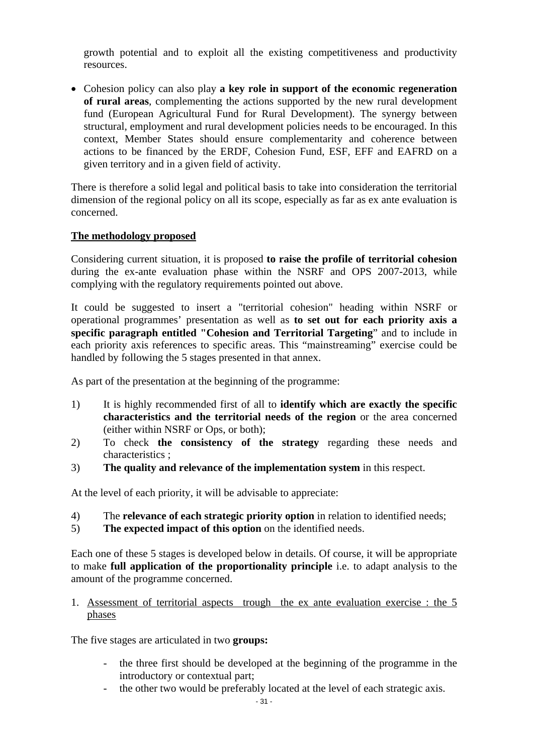growth potential and to exploit all the existing competitiveness and productivity resources.

- Cohesion policy can also play **a key role in support of the economic regeneration of rural areas**, complementing the actions supported by the new rural development fund (European Agricultural Fund for Rural Development). The synergy between structural, employment and rural development policies needs to be encouraged. In this context, Member States should ensure complementarity and coherence between actions to be financed by the ERDF, Cohesion Fund, ESF, EFF and EAFRD on a given territory and in a given field of activity.

There is therefore a solid legal and political basis to take into consideration the territorial dimension of the regional policy on all its scope, especially as far as ex ante evaluation is concerned.

**The methodology proposed**

Considering current situation, it is proposed **to raise the profile of territorial cohesion** during the ex-ante evaluation phase within the NSRF and OPS 2007-2013, while complying with the regulatory requirements pointed out above.

It could be suggested to insert a "territorial cohesion" heading within NSRF or operational programmes' presentation as well as **to set out for each priority axis a specific paragraph entitled "Cohesion and Territorial Targeting**" and to include in each priority axis references to specific areas. This "mainstreaming" exercise could be handled by following the 5 stages presented in that annex.

As part of the presentation at the beginning of the programme:

1) It is highly recommended first of all to **identify which are exactly the specific characteristics and the territorial needs of the region** or the area concerned (either within NSRF or Ops, or both);
2) To check **the consistency of the strategy** regarding these needs and characteristics ;
3) **The quality and relevance of the implementation system** in this respect.

At the level of each priority, it will be advisable to appreciate:

4) The **relevance of each strategic priority option** in relation to identified needs;
5) **The expected impact of this option** on the identified needs.

Each one of these 5 stages is developed below in details. Of course, it will be appropriate to make **full application of the proportionality principle** i.e. to adapt analysis to the amount of the programme concerned.

1. Assessment of territorial aspects trough the ex ante evaluation exercise : the 5 phases

The five stages are articulated in two **groups:**

- the three first should be developed at the beginning of the programme in the introductory or contextual part;
- the other two would be preferably located at the level of each strategic axis.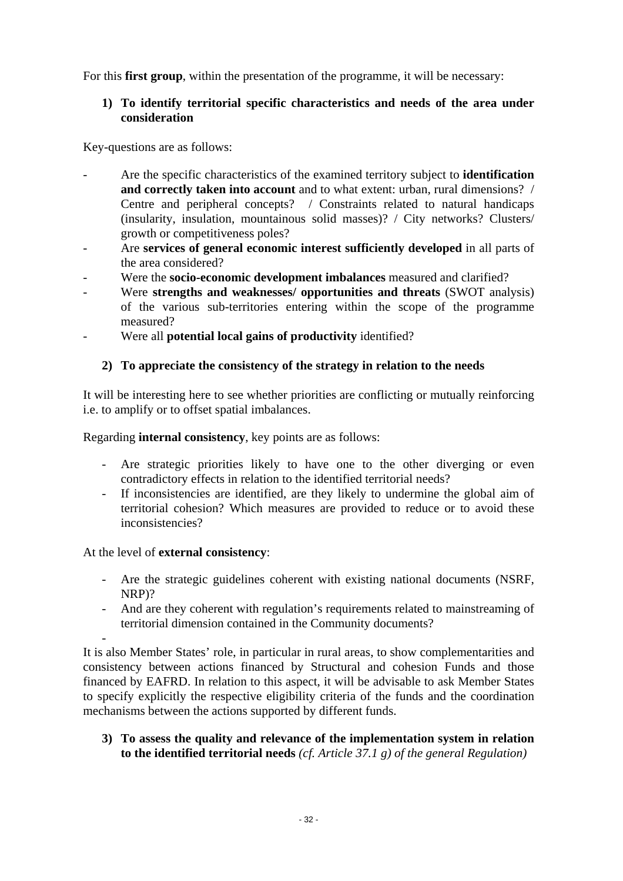For this **first group**, within the presentation of the programme, it will be necessary:

1) **To identify territorial specific characteristics and needs of the area under consideration**

Key-questions are as follows:

- Are the specific characteristics of the examined territory subject to **identification and correctly taken into account** and to what extent: urban, rural dimensions? / Centre and peripheral concepts? / Constraints related to natural handicaps (insularity, insulation, mountainous solid masses)? / City networks? Clusters/ growth or competitiveness poles?
- Are **services of general economic interest sufficiently developed** in all parts of the area considered?
- Were the **socio-economic development imbalances** measured and clarified?
- Were **strengths and weaknesses/ opportunities and threats** (SWOT analysis) of the various sub-territories entering within the scope of the programme measured?
- Were all **potential local gains of productivity** identified?

2) **To appreciate the consistency of the strategy in relation to the needs**

It will be interesting here to see whether priorities are conflicting or mutually reinforcing i.e. to amplify or to offset spatial imbalances.

Regarding **internal consistency**, key points are as follows:

- Are strategic priorities likely to have one to the other diverging or even contradictory effects in relation to the identified territorial needs?
- If inconsistencies are identified, are they likely to undermine the global aim of territorial cohesion? Which measures are provided to reduce or to avoid these inconsistencies?

At the level of **external consistency**:

- Are the strategic guidelines coherent with existing national documents (NSRF, NRP)?
- And are they coherent with regulation's requirements related to mainstreaming of territorial dimension contained in the Community documents?
-

It is also Member States' role, in particular in rural areas, to show complementarities and consistency between actions financed by Structural and cohesion Funds and those financed by EAFRD. In relation to this aspect, it will be advisable to ask Member States to specify explicitly the respective eligibility criteria of the funds and the coordination mechanisms between the actions supported by different funds.

3) **To assess the quality and relevance of the implementation system in relation to the identified territorial needs** *(cf. Article 37.1 g) of the general Regulation)*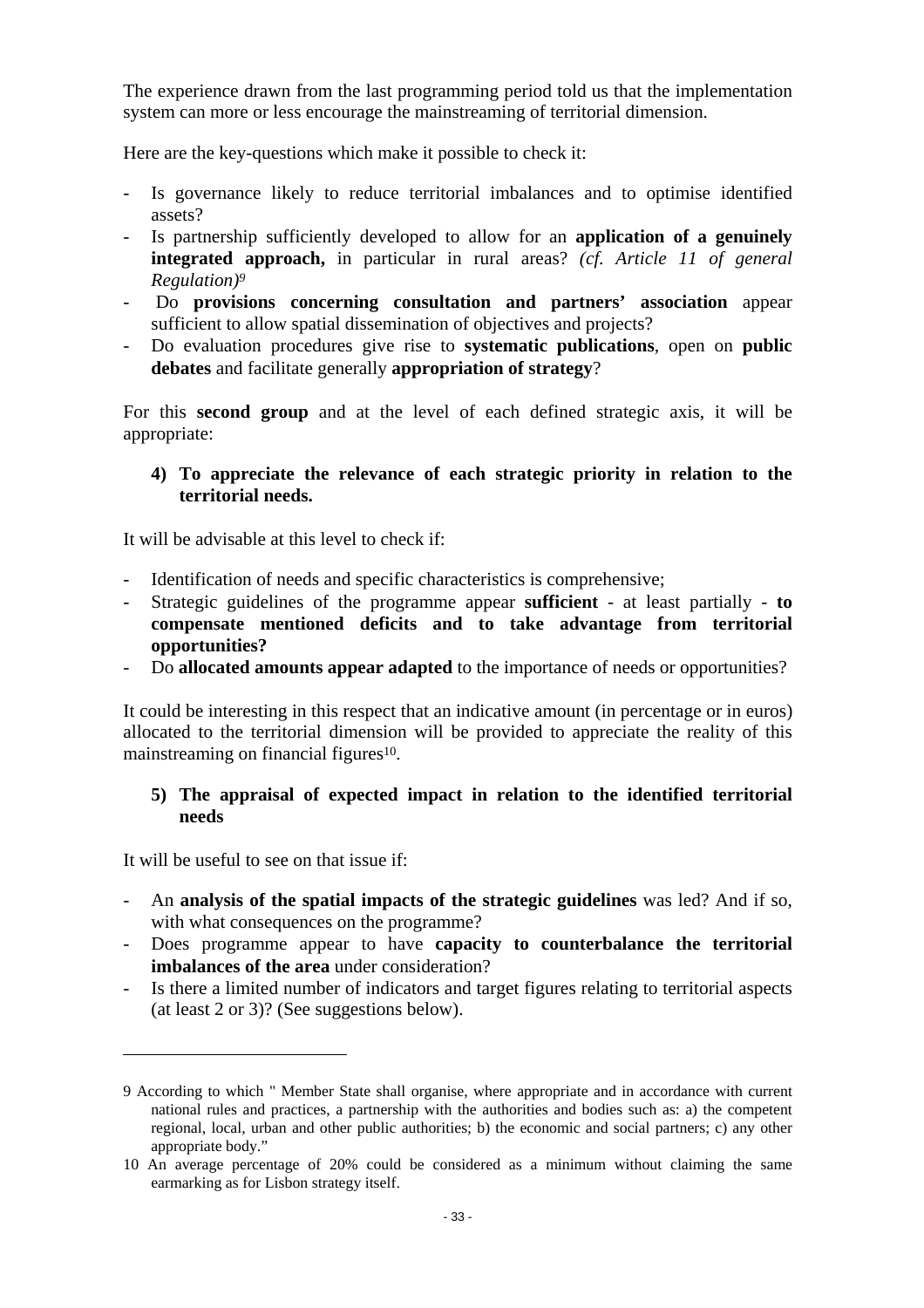The experience drawn from the last programming period told us that the implementation system can more or less encourage the mainstreaming of territorial dimension.

Here are the key-questions which make it possible to check it:

- Is governance likely to reduce territorial imbalances and to optimise identified assets?
- Is partnership sufficiently developed to allow for an **application of a genuinely integrated approach,** in particular in rural areas? *(cf. Article 11 of general Regulation)*[9]
- Do **provisions concerning consultation and partners' association** appear sufficient to allow spatial dissemination of objectives and projects?
- Do evaluation procedures give rise to **systematic publications**, open on **public debates** and facilitate generally **appropriation of strategy**?

For this **second group** and at the level of each defined strategic axis, it will be appropriate:

**4) To appreciate the relevance of each strategic priority in relation to the territorial needs.**

It will be advisable at this level to check if:

- Identification of needs and specific characteristics is comprehensive;
- Strategic guidelines of the programme appear **sufficient** - at least partially - **to compensate mentioned deficits and to take advantage from territorial opportunities?**
- Do **allocated amounts appear adapted** to the importance of needs or opportunities?

It could be interesting in this respect that an indicative amount (in percentage or in euros) allocated to the territorial dimension will be provided to appreciate the reality of this mainstreaming on financial figures[10].

**5) The appraisal of expected impact in relation to the identified territorial needs**

It will be useful to see on that issue if:

- An **analysis of the spatial impacts of the strategic guidelines** was led? And if so, with what consequences on the programme?
- Does programme appear to have **capacity to counterbalance the territorial imbalances of the area** under consideration?
- Is there a limited number of indicators and target figures relating to territorial aspects (at least 2 or 3)? (See suggestions below).

---

9 According to which " Member State shall organise, where appropriate and in accordance with current national rules and practices, a partnership with the authorities and bodies such as: a) the competent regional, local, urban and other public authorities; b) the economic and social partners; c) any other appropriate body."

10 An average percentage of 20% could be considered as a minimum without claiming the same earmarking as for Lisbon strategy itself.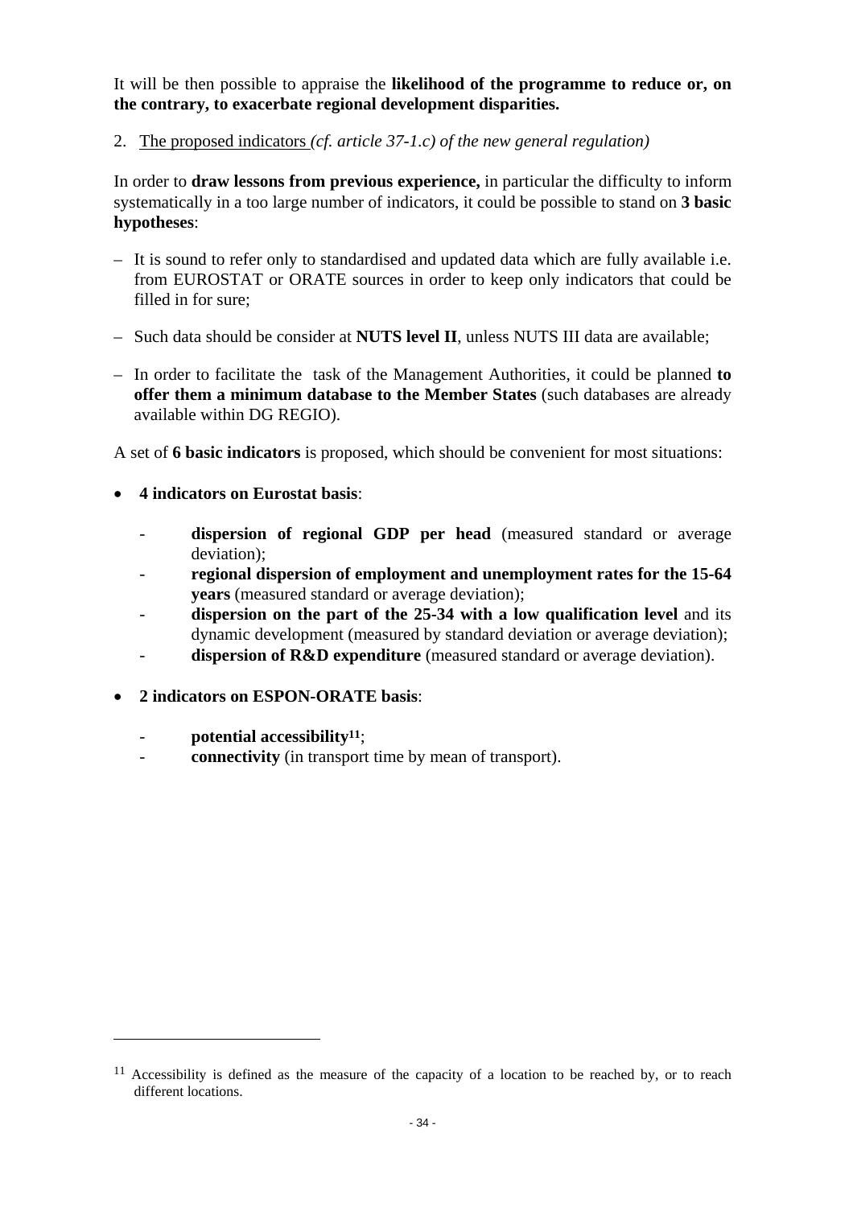It will be then possible to appraise the **likelihood of the programme to reduce or, on the contrary, to exacerbate regional development disparities.**

2. <u>The proposed indicators</u> *(cf. article 37-1.c) of the new general regulation)*

In order to **draw lessons from previous experience,** in particular the difficulty to inform systematically in a too large number of indicators, it could be possible to stand on **3 basic hypotheses**:

– It is sound to refer only to standardised and updated data which are fully available i.e. from EUROSTAT or ORATE sources in order to keep only indicators that could be filled in for sure;

– Such data should be consider at **NUTS level II**, unless NUTS III data are available;

– In order to facilitate the task of the Management Authorities, it could be planned **to offer them a minimum database to the Member States** (such databases are already available within DG REGIO).

A set of **6 basic indicators** is proposed, which should be convenient for most situations:

- **4 indicators on Eurostat basis**:
  - **dispersion of regional GDP per head** (measured standard or average deviation);
  - **regional dispersion of employment and unemployment rates for the 15-64 years** (measured standard or average deviation);
  - **dispersion on the part of the 25-34 with a low qualification level** and its dynamic development (measured by standard deviation or average deviation);
  - **dispersion of R&D expenditure** (measured standard or average deviation).

- **2 indicators on ESPON-ORATE basis**:
  - **potential accessibility**[11];
  - **connectivity** (in transport time by mean of transport).

---

[11] Accessibility is defined as the measure of the capacity of a location to be reached by, or to reach different locations.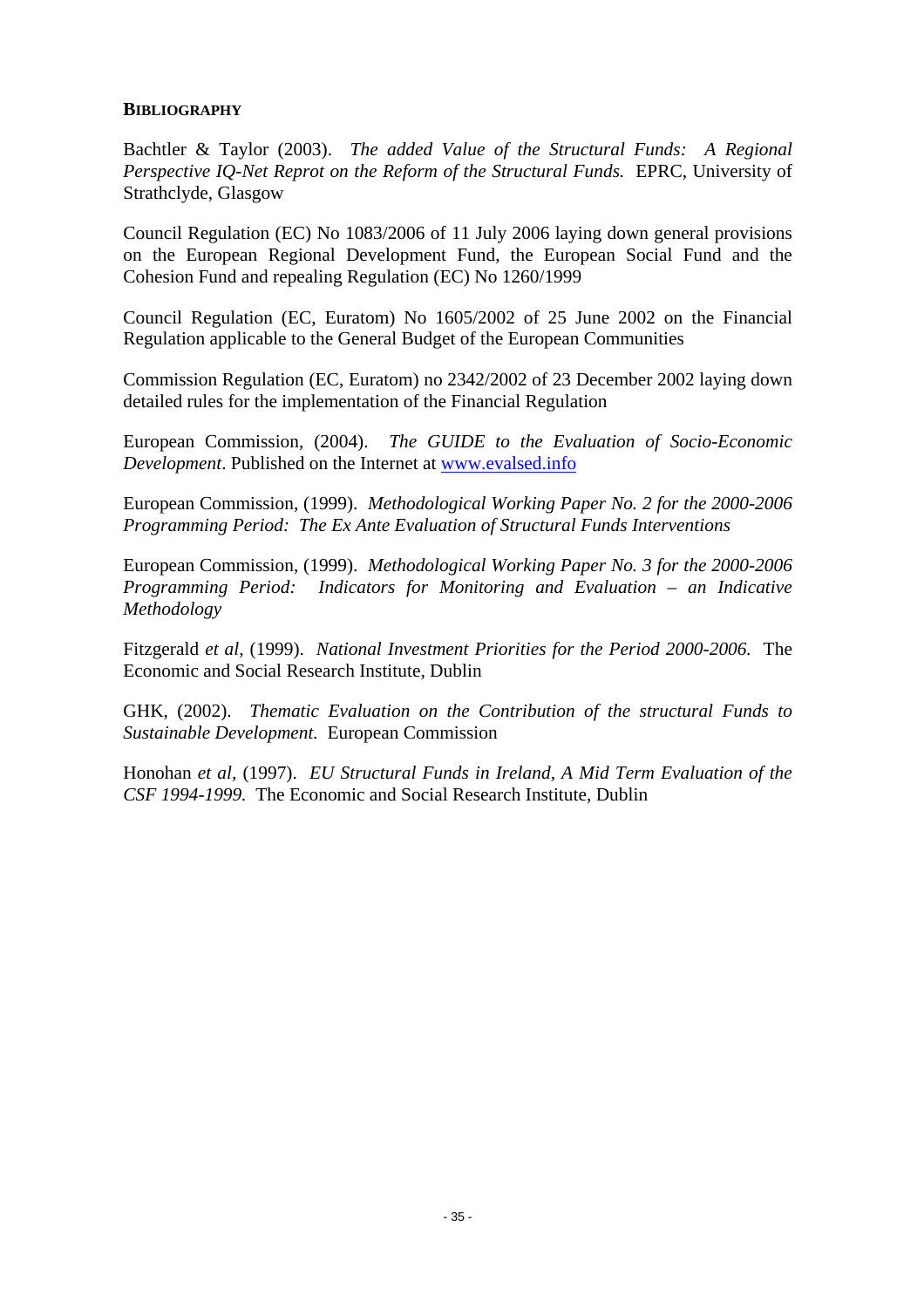**BIBLIOGRAPHY**

Bachtler & Taylor (2003). *The added Value of the Structural Funds: A Regional Perspective IQ-Net Reprot on the Reform of the Structural Funds.* EPRC, University of Strathclyde, Glasgow

Council Regulation (EC) No 1083/2006 of 11 July 2006 laying down general provisions on the European Regional Development Fund, the European Social Fund and the Cohesion Fund and repealing Regulation (EC) No 1260/1999

Council Regulation (EC, Euratom) No 1605/2002 of 25 June 2002 on the Financial Regulation applicable to the General Budget of the European Communities

Commission Regulation (EC, Euratom) no 2342/2002 of 23 December 2002 laying down detailed rules for the implementation of the Financial Regulation

European Commission, (2004). *The GUIDE to the Evaluation of Socio-Economic Development*. Published on the Internet at www.evalsed.info

European Commission, (1999). *Methodological Working Paper No. 2 for the 2000-2006 Programming Period: The Ex Ante Evaluation of Structural Funds Interventions*

European Commission, (1999). *Methodological Working Paper No. 3 for the 2000-2006 Programming Period: Indicators for Monitoring and Evaluation – an Indicative Methodology*

Fitzgerald *et al,* (1999). *National Investment Priorities for the Period 2000-2006.* The Economic and Social Research Institute, Dublin

GHK, (2002). *Thematic Evaluation on the Contribution of the structural Funds to Sustainable Development.* European Commission

Honohan *et al*, (1997). *EU Structural Funds in Ireland, A Mid Term Evaluation of the CSF 1994-1999.* The Economic and Social Research Institute, Dublin